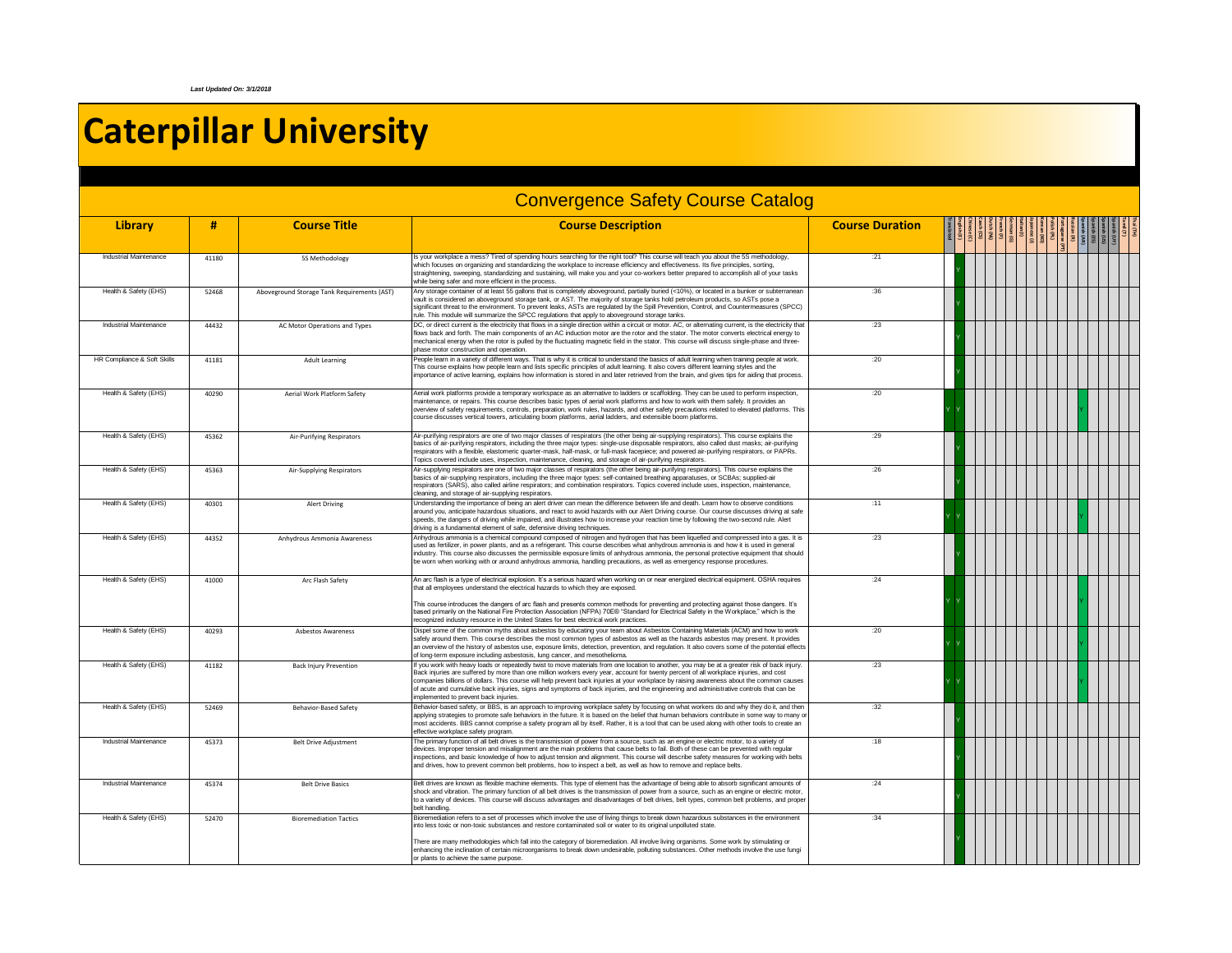*Last Updated On: 3/1/2018*

# Caterpillar University

## Convergence Safety Course Catalog

| Library | # | Course Title | Course Description | Course Duration | Translated | English (E) | Chinese (C) | Czech (CS) | Dutch (NL) | French (F) | German (G) | Italian (I) | Japanese (J) | Korean (KO) | Polish (PL) | Portuguese (PT) | Russian (R) | Spanish (AR) | Spanish (ES) | Spanish (LA) | Swedish (SV) | Tamil (T) | Thai (TH) |
|---|---|---|---|---|---|---|---|---|---|---|---|---|---|---|---|---|---|---|---|---|---|---|---|
| Industrial Maintenance | 41180 | 5S Methodology | Is your workplace a mess? Tired of spending hours searching for the right tool? This course will teach you about the 5S methodology, which focuses on organizing and standardizing the workplace to increase efficiency and effectiveness. Its five principles, sorting, straightening, sweeping, standardizing and sustaining, will make you and your co-workers better prepared to accomplish all of your tasks while being safer and more efficient in the process. | :21 | | Y | | | | | | | | | | | | | | | | | |
| Health & Safety (EHS) | 52468 | Aboveground Storage Tank Requirements (AST) | Any storage container of at least 55 gallons that is completely aboveground, partially buried (<10%), or located in a bunker or subterranean vault is considered an aboveground storage tank, or AST. The majority of storage tanks hold petroleum products, so ASTs pose a significant threat to the environment. To prevent leaks, ASTs are regulated by the Spill Prevention, Control, and Countermeasures (SPCC) rule. This module will summarize the SPCC regulations that apply to aboveground storage tanks. | :36 | | Y | | | | | | | | | | | | | | | | | |
| Industrial Maintenance | 44432 | AC Motor Operations and Types | DC, or direct current is the electricity that flows in a single direction within a circuit or motor. AC, or alternating current, is the electricity that flows back and forth. The main components of an AC induction motor are the rotor and the stator. The motor converts electrical energy to mechanical energy when the rotor is pulled by the fluctuating magnetic field in the stator. This course will discuss single-phase and three-phase motor construction and operation. | :23 | | Y | | | | | | | | | | | | | | | | | |
| HR Compliance & Soft Skills | 41181 | Adult Learning | People learn in a variety of different ways. That is why it is critical to understand the basics of adult learning when training people at work. This course explains how people learn and lists specific principles of adult learning. It also covers different learning styles and the importance of active learning, explains how information is stored in and later retrieved from the brain, and gives tips for aiding that process. | :20 | | Y | | | | | | | | | | | | | | | | | |
| Health & Safety (EHS) | 40290 | Aerial Work Platform Safety | Aerial work platforms provide a temporary workspace as an alternative to ladders or scaffolding. They can be used to perform inspection, maintenance, or repairs. This course describes basic types of aerial work platforms and how to work with them safely. It provides an overview of safety requirements, controls, preparation, work rules, hazards, and other safety precautions related to elevated platforms. This course discusses vertical towers, articulating boom platforms, aerial ladders, and extensible boom platforms. | :20 | Y | Y | | | | | | | | | | | | Y | | | | | |
| Health & Safety (EHS) | 45362 | Air-Purifying Respirators | Air-purifying respirators are one of two major classes of respirators (the other being air-supplying respirators). This course explains the basics of air-purifying respirators, including the three major types: single-use disposable respirators, also called dust masks; air-purifying respirators with a flexible, elastomeric quarter-mask, half-mask, or full-mask facepiece; and powered air-purifying respirators, or PAPRs. Topics covered include uses, inspection, maintenance, cleaning, and storage of air-purifying respirators. | :29 | | Y | | | | | | | | | | | | | | | | | |
| Health & Safety (EHS) | 45363 | Air-Supplying Respirators | Air-supplying respirators are one of two major classes of respirators (the other being air-purifying respirators). This course explains the basics of air-supplying respirators, including the three major types: self-contained breathing apparatuses, or SCBAs; supplied-air respirators (SARS), also called airline respirators; and combination respirators. Topics covered include uses, inspection, maintenance, cleaning, and storage of air-supplying respirators. | :26 | | Y | | | | | | | | | | | | | | | | | |
| Health & Safety (EHS) | 40301 | Alert Driving | Understanding the importance of being an alert driver can mean the difference between life and death. Learn how to observe conditions around you, anticipate hazardous situations, and react to avoid hazards with our Alert Driving course. Our course discusses driving at safe speeds, the dangers of driving while impaired, and illustrates how to increase your reaction time by following the two-second rule. Alert driving is a fundamental element of safe, defensive driving techniques. | :11 | Y | Y | | | | | | | | | | | | Y | | | | | |
| Health & Safety (EHS) | 44352 | Anhydrous Ammonia Awareness | Anhydrous ammonia is a chemical compound composed of nitrogen and hydrogen that has been liquefied and compressed into a gas. It is used as fertilizer, in power plants, and as a refrigerant. This course describes what anhydrous ammonia is and how it is used in general industry. This course also discusses the permissible exposure limits of anhydrous ammonia, the personal protective equipment that should be worn when working with or around anhydrous ammonia, handling precautions, as well as emergency response procedures. | :23 | | Y | | | | | | | | | | | | | | | | | |
| Health & Safety (EHS) | 41000 | Arc Flash Safety | An arc flash is a type of electrical explosion. It's a serious hazard when working on or near energized electrical equipment. OSHA requires that all employees understand the electrical hazards to which they are exposed.<br><br>This course introduces the dangers of arc flash and presents common methods for preventing and protecting against those dangers. It's based primarily on the National Fire Protection Association (NFPA) 70E® "Standard for Electrical Safety in the Workplace," which is the recognized industry resource in the United States for best electrical work practices. | :24 | Y | Y | | | | | | | | | | | | Y | | | | | |
| Health & Safety (EHS) | 40293 | Asbestos Awareness | Dispel some of the common myths about asbestos by educating your team about Asbestos Containing Materials (ACM) and how to work safely around them. This course describes the most common types of asbestos as well as the hazards asbestos may present. It provides an overview of the history of asbestos use, exposure limits, detection, prevention, and regulation. It also covers some of the potential effects of long-term exposure including asbestosis, lung cancer, and mesothelioma. | :20 | Y | Y | | | | | | | | | | | | Y | | | | | |
| Health & Safety (EHS) | 41182 | Back Injury Prevention | If you work with heavy loads or repeatedly twist to move materials from one location to another, you may be at a greater risk of back injury. Back injuries are suffered by more than one million workers every year, account for twenty percent of all workplace injuries, and cost companies billions of dollars. This course will help prevent back injuries at your workplace by raising awareness about the common causes of acute and cumulative back injuries, signs and symptoms of back injuries, and the engineering and administrative controls that can be implemented to prevent back injuries. | :23 | Y | Y | | | | | | | | | | | | Y | | | | | |
| Health & Safety (EHS) | 52469 | Behavior-Based Safety | Behavior-based safety, or BBS, is an approach to improving workplace safety by focusing on what workers do and why they do it, and then applying strategies to promote safe behaviors in the future. It is based on the belief that human behaviors contribute in some way to many or most accidents. BBS cannot comprise a safety program all by itself. Rather, it is a tool that can be used along with other tools to create an effective workplace safety program. | :32 | | Y | | | | | | | | | | | | | | | | | |
| Industrial Maintenance | 45373 | Belt Drive Adjustment | The primary function of all belt drives is the transmission of power from a source, such as an engine or electric motor, to a variety of devices. Improper tension and misalignment are the main problems that cause belts to fail. Both of these can be prevented with regular inspections, and basic knowledge of how to adjust tension and alignment. This course will describe safety measures for working with belts and drives, how to prevent common belt problems, how to inspect a belt, as well as how to remove and replace belts. | :18 | | Y | | | | | | | | | | | | | | | | | |
| Industrial Maintenance | 45374 | Belt Drive Basics | Belt drives are known as flexible machine elements. This type of element has the advantage of being able to absorb significant amounts of shock and vibration. The primary function of all belt drives is the transmission of power from a source, such as an engine or electric motor, to a variety of devices. This course will discuss advantages and disadvantages of belt drives, belt types, common belt problems, and proper belt handling. | :24 | | Y | | | | | | | | | | | | | | | | | |
| Health & Safety (EHS) | 52470 | Bioremediation Tactics | Bioremediation refers to a set of processes which involve the use of living things to break down hazardous substances in the environment into less toxic or non-toxic substances and restore contaminated soil or water to its original unpolluted state.<br><br>There are many methodologies which fall into the category of bioremediation. All involve living organisms. Some work by stimulating or enhancing the inclination of certain microorganisms to break down undesirable, polluting substances. Other methods involve the use fungi or plants to achieve the same purpose. | :34 | | Y | | | | | | | | | | | | | | | | | |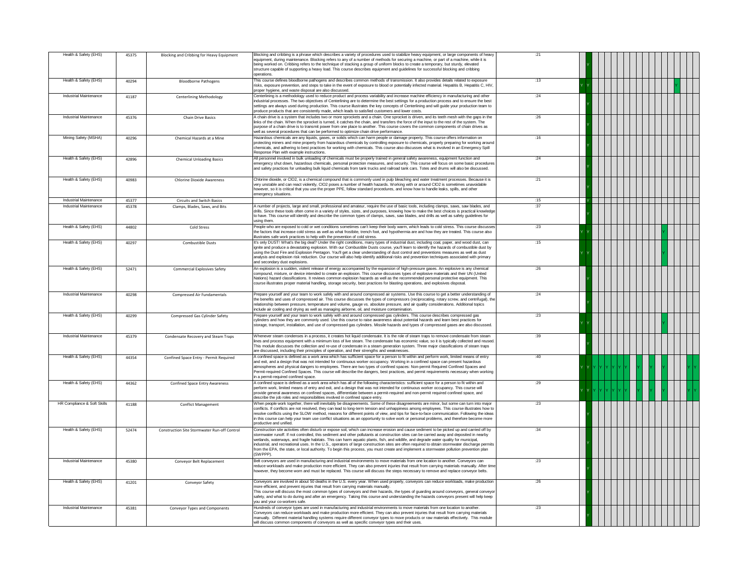| | | | | | | | | | | | | | | | | | | | | | | |
|---|---|---|---|---|---|---|---|---|---|---|---|---|---|---|---|---|---|---|---|---|---|---|
| Health & Safety (EHS) | 45375 | Blocking and Cribbing for Heavy Equipment | Blocking and cribbing is a phrase which describes a variety of procedures used to stabilize heavy equipment, or large components of heavy equipment, during maintenance. Blocking refers to any of a number of methods for securing a machine, or part of a machine, while it is being worked on. Cribbing refers to the technique of stacking a group of uniform blocks to create a temporary, but sturdy, elevated structure capable of supporting a heavy load. This course describes equipment and guidelines for successful blocking and cribbing operations. | :21 | | Y | | | | | | | | | | | | | | | | |
| Health & Safety (EHS) | 40294 | Bloodborne Pathogens | This course defines bloodborne pathogens and describes common methods of transmission. It also provides details related to exposure risks, exposure prevention, and steps to take in the event of exposure to blood or potentially infected material. Hepatitis B, Hepatitis C, HIV, proper hygiene, and waste disposal are also discussed. | :13 | Y | Y | | | | | | | | | | | | Y | | | | |
| Industrial Maintenance | 41187 | Centerlining Methodology | Centerlining is a methodology used to reduce product and process variability and increase machine efficiency in manufacturing and other industrial processes. The two objectives of Centerlining are to determine the best settings for a production process and to ensure the best settings are always used during production. This course illustrates the key concepts of Centerlining and will guide your production team to produce products that are consistently made, which leads to satisfied customers and lower costs. | :24 | | Y | | | | | | | | | | | | | | | | |
| Industrial Maintenance | 45376 | Chain Drive Basics | A chain drive is a system that includes two or more sprockets and a chain. One sprocket is driven, and its teeth mesh with the gaps in the links of the chain. When the sprocket is turned, it catches the chain, and transfers the force of the input to the rest of the system. The purpose of a chain drive is to transmit power from one place to another. This course covers the common components of chain drives as well as several procedures that can be performed to optimize chain drive performance. | :26 | | Y | | | | | | | | | | | | | | | | |
| Mining Safety (MSHA) | 40296 | Chemical Hazards at a Mine | Hazardous chemicals are any liquids, gases, or solids which can harm people or damage property. This course offers information on protecting miners and mine property from hazardous chemicals by controlling exposure to chemicals, properly preparing for working around chemicals, and adhering to best practices for working with chemicals. This course also discusses what is involved in an Emergency Spill Response Plan with example instructions. | :16 | | Y | | | | | | | | | | | | | | | | |
| Health & Safety (EHS) | 42896 | Chemical Unloading Basics | All personnel involved in bulk unloading of chemicals must be properly trained in general safety awareness, equipment function and emergency shut down, hazardous chemicals, personal protection measures, and security. This course will focus on some basic procedures and safety practices for unloading bulk liquid chemicals from tank trucks and railroad tank cars. Totes and drums will also be discussed. | :24 | | Y | | | | | | | | | | | | | | | | |
| Health & Safety (EHS) | 40983 | Chlorine Dioxide Awareness | Chlorine dioxide, or ClO2, is a chemical compound that is commonly used in pulp bleaching and water treatment processes. Because it is very unstable and can react violently, ClO2 poses a number of health hazards. Working with or around ClO2 is sometimes unavoidable however, so it is critical that you use the proper PPE, follow standard procedures, and know how to handle leaks, spills, and other emergency situations. | :21 | | Y | | | | | | | | | | | | | | | | |
| Industrial Maintenance | 45377 | Circuits and Switch Basics | | :15 | | Y | | | | | | | | | | | | | | | | |
| Industrial Maintenance | 45378 | Clamps, Blades, Saws, and Bits | A number of projects, large and small, professional and amateur, require the use of basic tools, including clamps, saws, saw blades, and drills. Since these tools often come in a variety of styles, sizes, and purposes, knowing how to make the best choices is practical knowledge to have. This course will identify and describe the common types of clamps, saws, saw blades, and drills as well as safety guidelines for using them. | :37 | | Y | | | | | | | | | | | | | | | | |
| Health & Safety (EHS) | 44802 | Cold Stress | People who are exposed to cold or wet conditions sometimes can't keep their body warm, which leads to cold stress. This course discusses the factors that increase cold stress as well as what frostbite, trench foot, and hypothermia are and how they are treated. This course also illustrates safe work practices to help with the prevention of cold stress. | :23 | Y | Y | | | | | | | | | | | | Y | | | | |
| Health & Safety (EHS) | 40297 | Combustible Dusts | It's only DUST! What's the big deal? Under the right conditions, many types of industrial dust, including coal, paper, and wood dust, can ignite and produce a devastating explosion. With our Combustible Dusts course, you'll learn to identify the hazards of combustible dust by using the Dust Fire and Explosion Pentagon. You'll get a clear understanding of dust control and preventions measures as well as dust analysis and explosion risk reduction. Our course will also help identify additional risks and prevention techniques associated with primary and secondary dust explosions. | :15 | Y | Y | | | | | | | | | | | | Y | | | | |
| Health & Safety (EHS) | 52471 | Commercial Explosives Safety | An explosion is a sudden, violent release of energy accompanied by the expansion of high-pressure gases. An explosive is any chemical compound, mixture, or device intended to create an explosion. This course discusses types of explosive materials and their UN (United Nations) hazard classifications. It reviews common explosion hazards as well as the recommended personal protective equipment. This course illustrates proper material handling, storage security, best practices for blasting operations, and explosives disposal. | :26 | | Y | | | | | | | | | | | | | | | | |
| Industrial Maintenance | 40298 | Compressed Air Fundamentals | Prepare yourself and your team to work safely with and around compressed air systems. Use this course to get a better understanding of the benefits and uses of compressed air. This course discusses the types of compressors (reciprocating, rotary screw, and centrifugal), the relationship between pressure, temperature and volume, gauge vs. absolute pressure, and air quality considerations. Additional topics include air cooling and drying as well as managing airborne, oil, and moisture contamination. | :24 | | Y | | | | | | | | | | | | | | | | |
| Health & Safety (EHS) | 40299 | Compressed Gas Cylinder Safety | Prepare yourself and your team to work safely with and around compressed gas cylinders. This course describes compressed gas cylinders and how they are commonly used. Use this course to raise awareness about potential hazards and learn best practices for storage, transport, installation, and use of compressed gas cylinders. Missile hazards and types of compressed gases are also discussed. | :23 | Y | Y | | | | | | | | | | | | Y | | | | |
| Industrial Maintenance | 45379 | Condensate Recovery and Steam Traps | Whenever steam condenses in a process, it creates hot liquid condensate. It is the role of steam traps to remove condensate from steam lines and process equipment with a minimum loss of live steam. The condensate has economic value, so it is typically collected and reused. This module discusses the collection and re-use of condensate in a steam generation system. Three major classifications of steam traps are discussed, including their principles of operation, and their strengths and weaknesses. | :39 | | Y | | | | | | | | | | | | | | | | |
| Health & Safety (EHS) | 44354 | Confined Space Entry - Permit Required | A confined space is defined as a work area which has sufficient space for a person to fit within and perform work, limited means of entry and exit, and a design that was not intended for continuous worker occupancy. Working in a confined space can present hazardous atmospheres and physical dangers to employees. There are two types of confined spaces: Non-permit Required Confined Spaces and Permit-required Confined Spaces. This course will describe the dangers, best practices, and permit requirements necessary when working in a permit-required confined space. | :40 | Y | Y | Y | Y | Y | Y | Y | Y | | Y | | Y | | Y | | | Y | Y |
| Health & Safety (EHS) | 44362 | Confined Space Entry Awareness | A confined space is defined as a work area which has all of the following characteristics: sufficient space for a person to fit within and perform work, limited means of entry and exit, and a design that was not intended for continuous worker occupancy. This course will provide general awareness on confined spaces, differentiate between a permit-required and non-permit required confined space, and describe the job roles and responsibilities involved in confined space entry. | :29 | Y | Y | Y | Y | Y | Y | Y | Y | | Y | | Y | | Y | | | Y | Y |
| HR Compliance & Soft Skills | 41188 | Conflict Management | When people work together, there will inevitably be disagreements. Some of these disagreements are minor, but some can turn into major conflicts. If conflicts are not resolved, they can lead to long-term tension and unhappiness among employees. This course illustrates how to resolve conflicts using the SLOW method, reasons for different points of view, and tips for face-to-face communication. Following the ideas in this course can help your team use conflict situations as an opportunity to solve work or personal problems, and therefore become more productive and unified. | :23 | | Y | | | | | | | | | | | | | | | | |
| Health & Safety (EHS) | 52474 | Construction Site Stormwater Run-off Control | Construction site activities often disturb or expose soil, which can increase erosion and cause sediment to be picked up and carried off by stormwater runoff. If not controlled, this sediment and other pollutants at construction sites can be carried away and deposited in nearby wetlands, waterways, and fragile habitats. This can harm aquatic plants, fish, and wildlife, and degrade water quality for municipal, industrial, and recreational uses. In the U.S., operators of large construction sites are often required to obtain stormwater discharge permits from the EPA, the state, or local authority. To begin this process, you must create and implement a stormwater pollution prevention plan (SWPPP). | :34 | | Y | | | | | | | | | | | | | | | | |
| Industrial Maintenance | 45380 | Conveyor Belt Replacement | Belt conveyors are used in manufacturing and industrial environments to move materials from one location to another. Conveyors can reduce workloads and make production more efficient. They can also prevent injuries that result from carrying materials manually. After time however, they become worn and must be replaced. This course will discuss the steps necessary to remove and replace conveyor belts. | :23 | | Y | | | | | | | | | | | | | | | | |
| Health & Safety (EHS) | 41201 | Conveyor Safety | Conveyors are involved in about 50 deaths in the U.S. every year. When used properly, conveyors can reduce workloads, make production more efficient, and prevent injuries that result from carrying materials manually. This course will discuss the most common types of conveyors and their hazards, the types of guarding around conveyors, general conveyor safety, and what to do during and after an emergency. Taking this course and understanding the hazards conveyors present will help keep you and your co-workers safe. | :26 | | Y | | | | | | | | | | | | | | | | |
| Industrial Maintenance | 45381 | Conveyor Types and Components | Hundreds of conveyor types are used in manufacturing and industrial environments to move materials from one location to another. Conveyors can reduce workloads and make production more efficient. They can also prevent injuries that result from carrying materials manually. Different material handling systems require different conveyor types to move products or raw materials effectively. This module will discuss common components of conveyors as well as specific conveyor types and their uses. | :23 | | Y | | | | | | | | | | | | | | | | |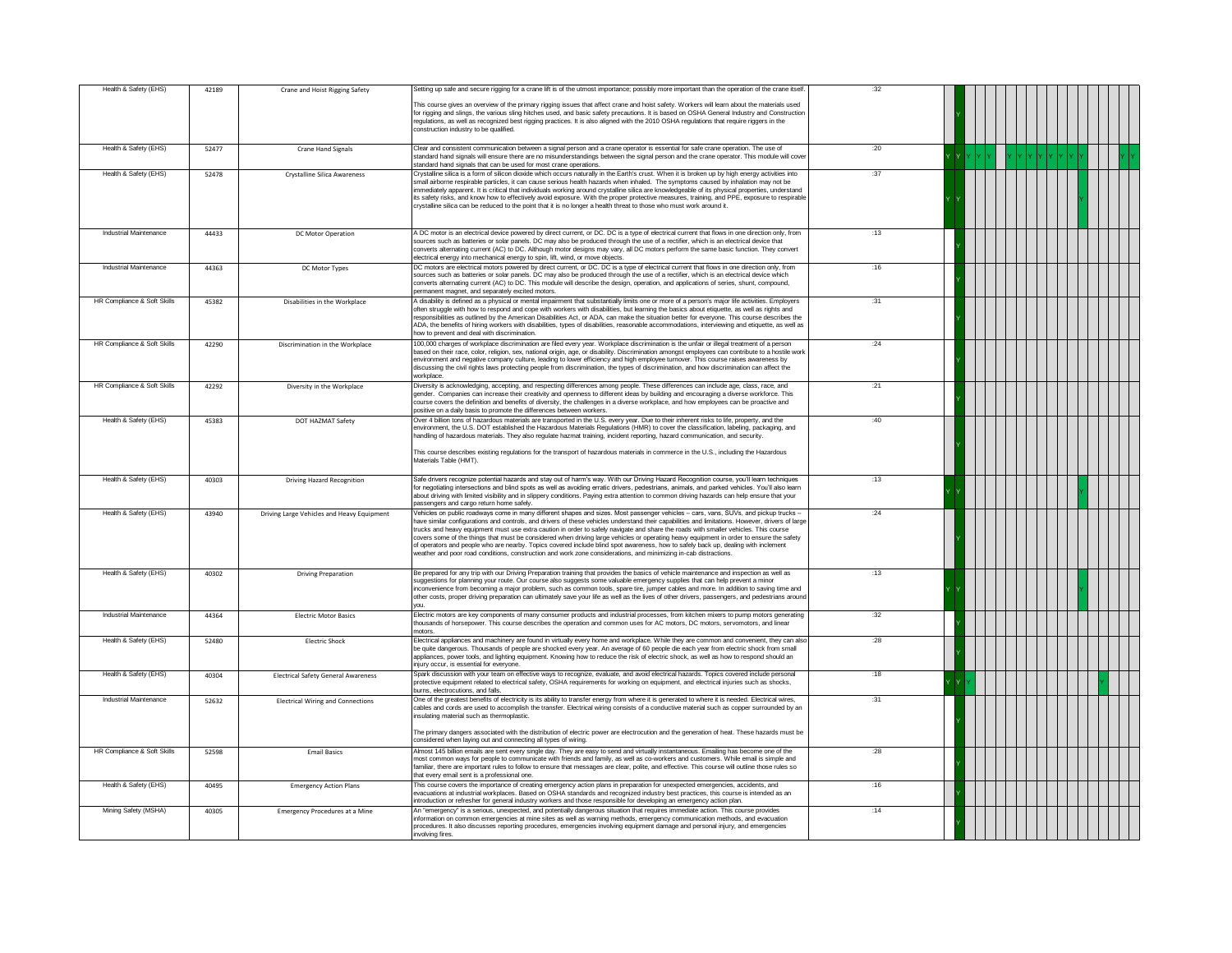| | | | | | | | | | | | | | | | | | | | | | |
|---|---|---|---|---|---|---|---|---|---|---|---|---|---|---|---|---|---|---|---|---|---|
| Health & Safety (EHS) | 42189 | Crane and Hoist Rigging Safety | Setting up safe and secure rigging for a crane lift is of the utmost importance; possibly more important than the operation of the crane itself.<br><br>This course gives an overview of the primary rigging issues that affect crane and hoist safety. Workers will learn about the materials used for rigging and slings, the various sling hitches used, and basic safety precautions. It is based on OSHA General Industry and Construction regulations, as well as recognized best rigging practices. It is also aligned with the 2010 OSHA regulations that require riggers in the construction industry to be qualified. | :32 | | Y | | | | | | | | | | | | | | | |
| Health & Safety (EHS) | 52477 | Crane Hand Signals | Clear and consistent communication between a signal person and a crane operator is essential for safe crane operation. The use of standard hand signals will ensure there are no misunderstandings between the signal person and the crane operator. This module will cover standard hand signals that can be used for most crane operations. | :20 | Y | Y | Y | Y | Y | | Y | Y | Y | Y | Y | Y | Y | | | Y | Y |
| Health & Safety (EHS) | 52478 | Crystalline Silica Awareness | Crystalline silica is a form of silicon dioxide which occurs naturally in the Earth's crust. When it is broken up by high energy activities into small airborne respirable particles, it can cause serious health hazards when inhaled. The symptoms caused by inhalation may not be immediately apparent. It is critical that individuals working around crystalline silica are knowledgeable of its physical properties, understand its safety risks, and know how to effectively avoid exposure. With the proper protective measures, training, and PPE, exposure to respirable crystalline silica can be reduced to the point that it is no longer a health threat to those who must work around it. | :37 | Y | Y | | | | | | | | | | | Y | | | | |
| Industrial Maintenance | 44433 | DC Motor Operation | A DC motor is an electrical device powered by direct current, or DC. DC is a type of electrical current that flows in one direction only, from sources such as batteries or solar panels. DC may also be produced through the use of a rectifier, which is an electrical device that converts alternating current (AC) to DC. Although motor designs may vary, all DC motors perform the same basic function. They convert electrical energy into mechanical energy to spin, lift, wind, or move objects. | :13 | | Y | | | | | | | | | | | | | | | |
| Industrial Maintenance | 44363 | DC Motor Types | DC motors are electrical motors powered by direct current, or DC. DC is a type of electrical current that flows in one direction only, from sources such as batteries or solar panels. DC may also be produced through the use of a rectifier, which is an electrical device which converts alternating current (AC) to DC. This module will describe the design, operation, and applications of series, shunt, compound, permanent magnet, and separately excited motors. | :16 | | Y | | | | | | | | | | | | | | | |
| HR Compliance & Soft Skills | 45382 | Disabilities in the Workplace | A disability is defined as a physical or mental impairment that substantially limits one or more of a person's major life activities. Employers often struggle with how to respond and cope with workers with disabilities, but learning the basics about etiquette, as well as rights and responsibilities as outlined by the American Disabilities Act, or ADA, can make the situation better for everyone. This course describes the ADA, the benefits of hiring workers with disabilities, types of disabilities, reasonable accommodations, interviewing and etiquette, as well as how to prevent and deal with discrimination. | :31 | | Y | | | | | | | | | | | | | | | |
| HR Compliance & Soft Skills | 42290 | Discrimination in the Workplace | 100,000 charges of workplace discrimination are filed every year. Workplace discrimination is the unfair or illegal treatment of a person based on their race, color, religion, sex, national origin, age, or disability. Discrimination amongst employees can contribute to a hostile work environment and negative company culture, leading to lower efficiency and high employee turnover. This course raises awareness by discussing the civil rights laws protecting people from discrimination, the types of discrimination, and how discrimination can affect the workplace. | :24 | | Y | | | | | | | | | | | | | | | |
| HR Compliance & Soft Skills | 42292 | Diversity in the Workplace | Diversity is acknowledging, accepting, and respecting differences among people. These differences can include age, class, race, and gender. Companies can increase their creativity and openness to different ideas by building and encouraging a diverse workforce. This course covers the definition and benefits of diversity, the challenges in a diverse workplace, and how employees can be proactive and positive on a daily basis to promote the differences between workers. | :21 | | Y | | | | | | | | | | | | | | | |
| Health & Safety (EHS) | 45383 | DOT HAZMAT Safety | Over 4 billion tons of hazardous materials are transported in the U.S. every year. Due to their inherent risks to life, property, and the environment, the U.S. DOT established the Hazardous Materials Regulations (HMR) to cover the classification, labeling, packaging, and handling of hazardous materials. They also regulate hazmat training, incident reporting, hazard communication, and security.<br><br>This course describes existing regulations for the transport of hazardous materials in commerce in the U.S., including the Hazardous Materials Table (HMT). | :40 | | Y | | | | | | | | | | | | | | | |
| Health & Safety (EHS) | 40303 | Driving Hazard Recognition | Safe drivers recognize potential hazards and stay out of harm's way. With our Driving Hazard Recognition course, you'll learn techniques for negotiating intersections and blind spots as well as avoiding erratic drivers, pedestrians, animals, and parked vehicles. You'll also learn about driving with limited visibility and in slippery conditions. Paying extra attention to common driving hazards can help ensure that your passengers and cargo return home safely. | :13 | Y | Y | | | | | | | | | | | Y | | | | |
| Health & Safety (EHS) | 43940 | Driving Large Vehicles and Heavy Equipment | Vehicles on public roadways come in many different shapes and sizes. Most passenger vehicles – cars, vans, SUVs, and pickup trucks – have similar configurations and controls, and drivers of these vehicles understand their capabilities and limitations. However, drivers of large trucks and heavy equipment must use extra caution in order to safely navigate and share the roads with smaller vehicles. This course covers some of the things that must be considered when driving large vehicles or operating heavy equipment in order to ensure the safety of operators and people who are nearby. Topics covered include blind spot awareness, how to safely back up, dealing with inclement weather and poor road conditions, construction and work zone considerations, and minimizing in-cab distractions. | :24 | | Y | | | | | | | | | | | | | | | |
| Health & Safety (EHS) | 40302 | Driving Preparation | Be prepared for any trip with our Driving Preparation training that provides the basics of vehicle maintenance and inspection as well as suggestions for planning your route. Our course also suggests some valuable emergency supplies that can help prevent a minor inconvenience from becoming a major problem, such as common tools, spare tire, jumper cables and more. In addition to saving time and other costs, proper driving preparation can ultimately save your life as well as the lives of other drivers, passengers, and pedestrians around you. | :13 | Y | Y | | | | | | | | | | | Y | | | | |
| Industrial Maintenance | 44364 | Electric Motor Basics | Electric motors are key components of many consumer products and industrial processes, from kitchen mixers to pump motors generating thousands of horsepower. This course describes the operation and common uses for AC motors, DC motors, servomotors, and linear motors. | :32 | | Y | | | | | | | | | | | | | | | |
| Health & Safety (EHS) | 52480 | Electric Shock | Electrical appliances and machinery are found in virtually every home and workplace. While they are common and convenient, they can also be quite dangerous. Thousands of people are shocked every year. An average of 60 people die each year from electric shock from small appliances, power tools, and lighting equipment. Knowing how to reduce the risk of electric shock, as well as how to respond should an injury occur, is essential for everyone. | :28 | | Y | | | | | | | | | | | | | | | |
| Health & Safety (EHS) | 40304 | Electrical Safety General Awareness | Spark discussion with your team on effective ways to recognize, evaluate, and avoid electrical hazards. Topics covered include personal protective equipment related to electrical safety, OSHA requirements for working on equipment, and electrical injuries such as shocks, burns, electrocutions, and falls. | :18 | Y | Y | Y | | | | | | | | | | | | Y | | |
| Industrial Maintenance | 52632 | Electrical Wiring and Connections | One of the greatest benefits of electricity is its ability to transfer energy from where it is generated to where it is needed. Electrical wires, cables and cords are used to accomplish the transfer. Electrical wiring consists of a conductive material such as copper surrounded by an insulating material such as thermoplastic.<br><br>The primary dangers associated with the distribution of electric power are electrocution and the generation of heat. These hazards must be considered when laying out and connecting all types of wiring. | :31 | | Y | | | | | | | | | | | | | | | |
| HR Compliance & Soft Skills | 52598 | Email Basics | Almost 145 billion emails are sent every single day. They are easy to send and virtually instantaneous. Emailing has become one of the most common ways for people to communicate with friends and family, as well as co-workers and customers. While email is simple and familiar, there are important rules to follow to ensure that messages are clear, polite, and effective. This course will outline those rules so that every email sent is a professional one. | :28 | | Y | | | | | | | | | | | | | | | |
| Health & Safety (EHS) | 40495 | Emergency Action Plans | This course covers the importance of creating emergency action plans in preparation for unexpected emergencies, accidents, and evacuations at industrial workplaces. Based on OSHA standards and recognized industry best practices, this course is intended as an introduction or refresher for general industry workers and those responsible for developing an emergency action plan. | :16 | | Y | | | | | | | | | | | | | | | |
| Mining Safety (MSHA) | 40305 | Emergency Procedures at a Mine | An "emergency" is a serious, unexpected, and potentially dangerous situation that requires immediate action. This course provides information on common emergencies at mine sites as well as warning methods, emergency communication methods, and evacuation procedures. It also discusses reporting procedures, emergencies involving equipment damage and personal injury, and emergencies involving fires. | :14 | | Y | | | | | | | | | | | | | | | |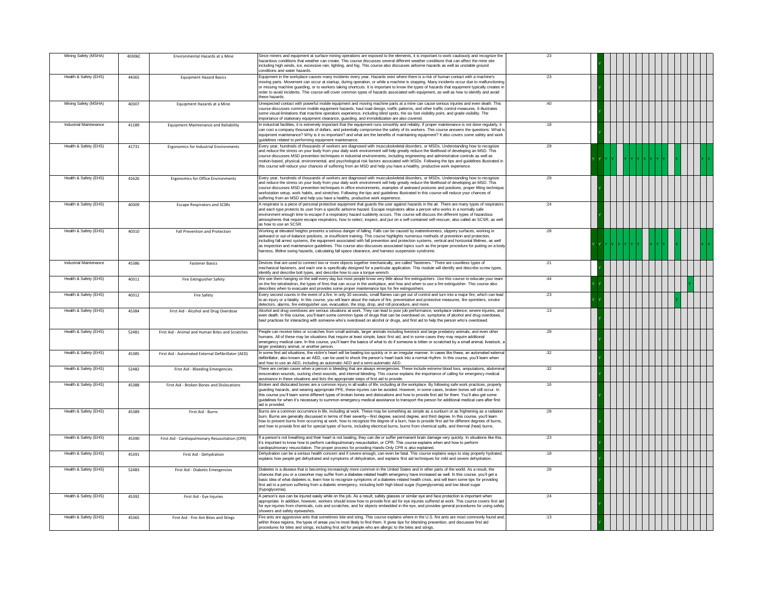| | | | | | | | | | | | | | | | | | | | | | | | | |
|---|---|---|---|---|---|---|---|---|---|---|---|---|---|---|---|---|---|---|---|---|---|---|---|---|
| Mining Safety (MSHA) | 40306C | Environmental Hazards at a Mine | Since miners and equipment at surface mining operations are exposed to the elements, it is important to work cautiously and recognize the hazardous conditions that weather can create. This course discusses several different weather conditions that can affect the mine site including high winds, ice, excessive rain, lighting, and fog. This course also discusses airborne hazards as well as unstable ground conditions and water hazards. | :23 | | Y | | | | | | | | | | | | | | | | | |
| Health & Safety (EHS) | 44365 | Equipment Hazard Basics | Equipment in the workplace causes many incidents every year. Hazards exist where there is a risk of human contact with a machine's moving parts. Movement can occur at startup, during operation, or while a machine is stopping. Many incidents occur due to malfunctioning or missing machine guarding, or to workers taking shortcuts. It is important to know the types of hazards that equipment typically creates in order to avoid incidents. This course will cover common types of hazards associated with equipment, as well as how to identify and avoid these hazards. | :23 | | Y | | | | | | | | | | | | | | | | | |
| Mining Safety (MSHA) | 40307 | Equipment Hazards at a Mine | Unexpected contact with powerful mobile equipment and moving machine parts at a mine can cause serious injuries and even death. This course discusses common mobile equipment hazards, haul road design, traffic patterns, and other traffic control measures. It illustrates some visual limitations that machine operators experience, including blind spots, the six foot visibility point, and grade visibility. The importance of stationary equipment clearance, guarding, and immobilization are also covered. | :40 | | Y | | | | | | | | | | | | | | | | | |
| Industrial Maintenance | 41189 | Equipment Maintenance and Reliability | In industrial facilities, it is extremely important that the equipment runs smoothly and reliably. If proper maintenance is not done regularly, it can cost a company thousands of dollars, and potentially compromise the safety of its workers. This course answers the questions: What is equipment maintenance? Why is it so important? and what are the benefits of maintaining equipment? It also covers some safety and work guidelines related to performing equipment maintenance. | :18 | | Y | | | | | | | | | | | | | | | | | |
| Health & Safety (EHS) | 41731 | Ergonomics for Industrial Environments | Every year, hundreds of thousands of workers are diagnosed with musculoskeletal disorders, or MSDs. Understanding how to recognize and reduce the stress on your body from your daily work environment will help greatly reduce the likelihood of developing an MSD. This course discusses MSD prevention techniques in industrial environments, including engineering and administrative controls as well as motion-based, physical, environmental, and psychological risk factors associated with MSDs. Following the tips and guidelines illustrated in this course will reduce your chances of suffering from an MSD and help you have a healthy, productive work experience. | :29 | Y | Y | Y | Y | | Y | Y | Y | Y | Y | Y | | | Y | | | | Y | Y |
| Health & Safety (EHS) | 41626 | Ergonomics for Office Environments | Every year, hundreds of thousands of workers are diagnosed with musculoskeletal disorders, or MSDs. Understanding how to recognize and reduce the stress on your body from your daily work environment will help greatly reduce the likelihood of developing an MSD. This course discusses MSD prevention techniques in office environments, examples of awkward postures and positions, proper lifting technique, workstation setup, work habits, and stretches. Following the tips and guidelines illustrated in this course will reduce your chances of suffering from an MSD and help you have a healthy, productive work experience. | :29 | | Y | | | | | | | | | | | | | | | | | |
| Health & Safety (EHS) | 40309 | Escape Respirators and SCSRs | A respirator is a piece of personal protective equipment that guards the user against hazards in the air. There are many types of respirators and each type protects its user from a specific airborne hazard. Escape respirators allow a person who works in a normally safe environment enough time to escape if a respiratory hazard suddenly occurs. This course will discuss the different types of hazardous atmospheres that require escape respirators, how to select, inspect, and put on a self-contained self-rescuer, also called an SCSR, as well as how to use an SCSR. | :24 | | Y | | | | | | | | | | | | | | | | | |
| Health & Safety (EHS) | 40310 | Fall Prevention and Protection | Working at elevated heights presents a serious danger of falling. Falls can be caused by inattentiveness, slippery surfaces, working in awkward or out-of-balance positions, or insufficient training. This course highlights numerous methods of prevention and protection, including fall arrest systems, the equipment associated with fall prevention and protection systems, vertical and horizontal lifelines, as well as inspection and maintenance guidelines. This course also discusses associated topics such as the proper procedure for putting on a body harness, lifeline swing hazards, calculating fall space clearance, and harness suspension syndrome. | :28 | Y | Y | Y | Y | Y | Y | Y | Y | | Y | Y | Y | | Y | | | | Y | Y |
| Industrial Maintenance | 45386 | Fastener Basics | Devices that are used to connect two or more objects together mechanically, are called "fasteners." There are countless types of mechanical fasteners, and each one is specifically designed for a particular application. This module will identify and describe screw types, identify and describe bolt types, and describe how to use a torque wrench. | :21 | | Y | | | | | | | | | | | | | | | | | |
| Health & Safety (EHS) | 40311 | Fire Extinguisher Safety | We see them hanging on the wall every day but most people know very little about fire extinguishers. Use this course to educate your team on the fire tetrahedron, the types of fires that can occur in the workplace, and how and when to use a fire extinguisher. This course also describes when to evacuate and provides some proper maintenance tips for fire extinguishers. | :44 | Y | Y | | | | | | | | | | | | Y | | | | | |
| Health & Safety (EHS) | 40312 | Fire Safety | Every second counts in the event of a fire. In only 30 seconds, small flames can get out of control and turn into a major fire, which can lead to an injury or a fatality. In this course, you will learn about the nature of fire, preventative and protective measures, fire sprinklers, smoke detectors, alarms, fire extinguisher use, evacuation, the stop, drop, and roll procedure, and more. | :23 | Y | Y | | | | | | | | | | | | Y | | | | | |
| Health & Safety (EHS) | 45384 | First Aid - Alcohol and Drug Overdose | Alcohol and drug overdoses are serious situations at work. They can lead to poor job performance, workplace violence, severe injuries, and even death. In this course, you'll learn some common types of drugs that can be overdosed on, symptoms of alcohol and drug overdoses, best practices for interacting with someone who's overdosed on alcohol or drugs, and first aid to help the person who's overdosed. | :13 | | Y | | | | | | | | | | | | | | | | | |
| Health & Safety (EHS) | 52481 | First Aid - Animal and Human Bites and Scratches | People can receive bites or scratches from small animals, larger animals including livestock and large predatory animals, and even other humans. All of these may be situations that require at least simple, basic first aid, and in some cases they may require additional emergency medical care. In this course, you'll learn the basics of what to do if someone is bitten or scratched by a small animal, livestock, a larger predatory animal, or another person. | :28 | | Y | | | | | | | | | | | | | | | | | |
| Health & Safety (EHS) | 45385 | First Aid - Automated External Defibrillator (AED) | In some first aid situations, the victim's heart will be beating too quickly or in an irregular manner. In cases like these, an automated external defibrillator, also known as an AED, can be used to shock the person's heart back into a normal rhythm. In this course, you'll learn when and how to use an AED, including an automatic AED and a semi-automatic AED. | :32 | | Y | | | | | | | | | | | | | | | | | |
| Health & Safety (EHS) | 52482 | First Aid - Bleeding Emergencies | There are certain cases when a person is bleeding that are always emergencies. These include extreme blood loss, amputations, abdominal evisceration wounds, sucking chest wounds, and internal bleeding. This course explains the importance of calling for emergency medical assistance in these situations and lists the appropriate steps of first aid to provide. | :32 | | Y | | | | | | | | | | | | | | | | | |
| Health & Safety (EHS) | 45388 | First Aid - Broken Bones and Dislocations | Broken and dislocated bones are a common injury in all walks of life, including at the workplace. By following safe work practices, properly guarding hazards, and wearing appropriate PPE, these injuries can be avoided. However, in some cases, broken bones will still occur. In this course you'll learn some different types of broken bones and dislocations and how to provide first aid for them. You'll also get some guidelines for when it's necessary to summon emergency medical assistance to transport the person for additional medical care after first aid is provided. | :16 | | Y | | | | | | | | | | | | | | | | | |
| Health & Safety (EHS) | 45389 | First Aid - Burns | Burns are a common occurrence in life, including at work. These may be something as simple as a sunburn or as frightening as a radiation burn. Burns are generally discussed in terms of their severity—first degree, second degree, and third degree. In this course, you'll learn how to prevent burns from occurring at work, how to recognize the degree of a burn, how to provide first aid for different degrees of burns, and how to provide first aid for special types of burns, including electrical burns, burns from chemical spills, and thermal (heat) burns. | :28 | | Y | | | | | | | | | | | | | | | | | |
| Health & Safety (EHS) | 45390 | First Aid - Cardiopulmonary Resuscitation (CPR) | If a person's not breathing and their heart is not beating, they can die or suffer permanent brain damage very quickly. In situations like this, it's important to know how to perform cardiopulmonary resuscitation, or CPR. This course explains when and how to perform cardiopulmonary resuscitation. The proper process for providing Hands-Only CPR is also explained. | :23 | | Y | | | | | | | | | | | | | | | | | |
| Health & Safety (EHS) | 45391 | First Aid - Dehydration | Dehydration can be a serious health concern and if severe enough, can even be fatal. This course explains ways to stay properly hydrated, explains how people get dehydrated and symptoms of dehydration, and explains first aid techniques for mild and severe dehydration. | :18 | | Y | | | | | | | | | | | | | | | | | |
| Health & Safety (EHS) | 52483 | First Aid - Diabetic Emergencies | Diabetes is a disease that is becoming increasingly more common in the United States and in other parts of the world. As a result, the chances that you or a coworker may suffer from a diabetes-related health emergency have increased as well. In this course, you'll get a basic idea of what diabetes is, learn how to recognize symptoms of a diabetes-related health crisis, and will learn some tips for providing first aid to a person suffering from a diabetic emergency, including both high blood sugar (hyperglycemia) and low blood sugar (hypoglycemia). | :28 | | Y | | | | | | | | | | | | | | | | | |
| Health & Safety (EHS) | 45392 | First Aid - Eye Injuries | A person's eye can be injured easily while on the job. As a result, safety glasses or similar eye and face protection is important when appropriate. In addition, however, workers should know how to provide first aid for eye injuries suffered at work. This course covers first aid for eye injuries from chemicals, cuts and scratches, and for objects embedded in the eye, and provides general procedures for using safety showers and safety eyewashes. | :24 | | Y | | | | | | | | | | | | | | | | | |
| Health & Safety (EHS) | 45365 | First Aid - Fire Ant Bites and Stings | Fire ants are aggressive ants that sometimes bite and sting. This course explains where in the U.S. fire ants are most commonly found and, within those regions, the types of areas you're most likely to find them. It gives tips for bite/sting prevention, and discusses first aid procedures for bites and stings, including first aid for people who are allergic to the bites and stings. | :13 | | Y | | | | | | | | | | | | | | | | | |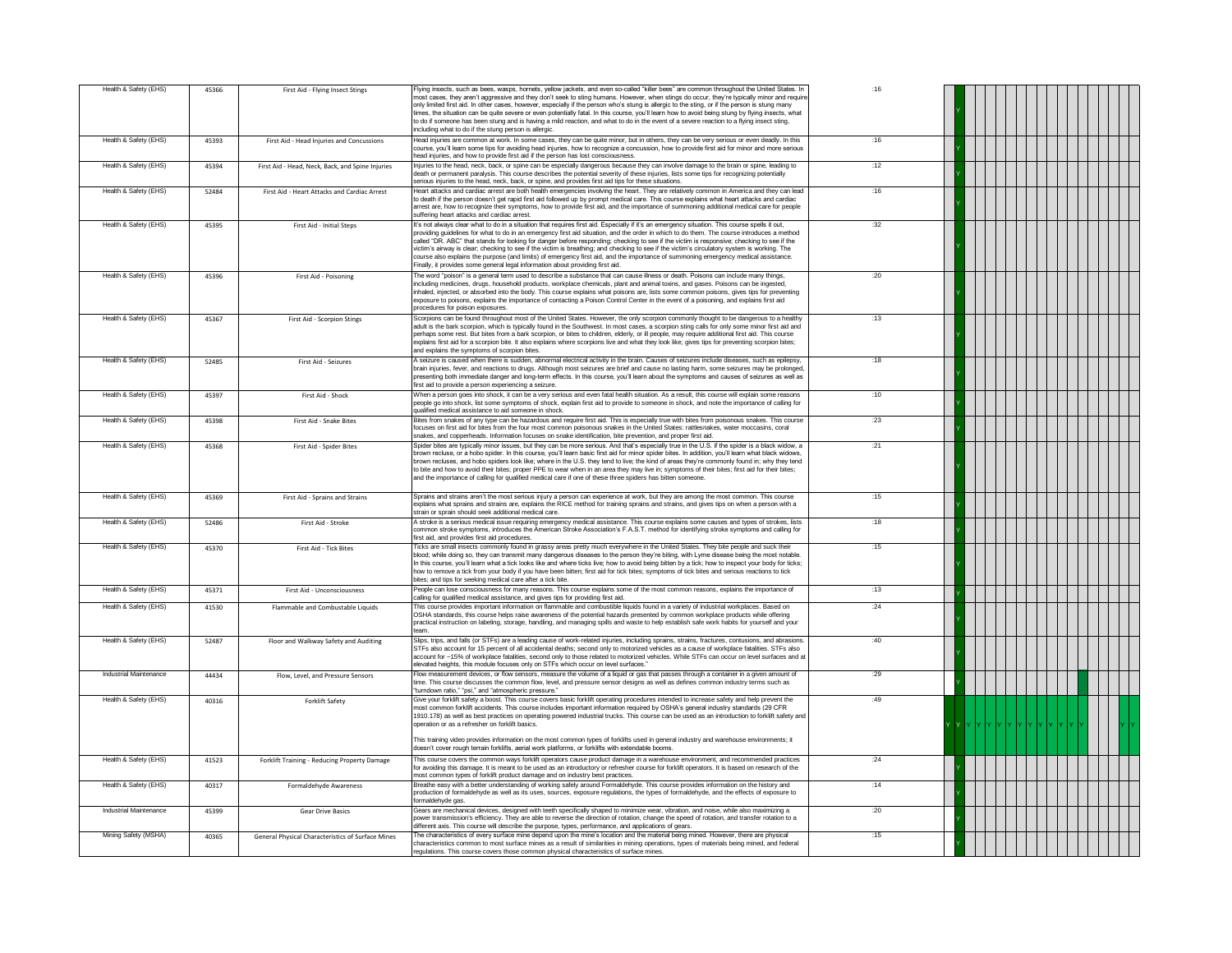| | | | | | | | | | | | | | | | | | | | | | |
|---|---|---|---|---|---|---|---|---|---|---|---|---|---|---|---|---|---|---|---|---|---|
| Health & Safety (EHS) | 45366 | First Aid - Flying Insect Stings | Flying insects, such as bees, wasps, hornets, yellow jackets, and even so-called "killer bees" are common throughout the United States. In most cases, they aren't aggressive and they don't seek to sting humans. However, when stings do occur, they're typically minor and require only limited first aid. In other cases, however, especially if the person who's stung is allergic to the sting, or if the person is stung many times, the situation can be quite severe or even potentially fatal. In this course, you'll learn how to avoid being stung by flying insects, what to do if someone has been stung and is having a mild reaction, and what to do in the event of a severe reaction to a flying insect sting, including what to do if the stung person is allergic. | :16 | | Y | | | | | | | | | | | | | | | |
| Health & Safety (EHS) | 45393 | First Aid - Head Injuries and Concussions | Head injuries are common at work. In some cases, they can be quite minor, but in others, they can be very serious or even deadly. In this course, you'll learn some tips for avoiding head injuries, how to recognize a concussion, how to provide first aid for minor and more serious head injuries, and how to provide first aid if the person has lost consciousness. | :16 | | Y | | | | | | | | | | | | | | | |
| Health & Safety (EHS) | 45394 | First Aid - Head, Neck, Back, and Spine Injuries | Injuries to the head, neck, back, or spine can be especially dangerous because they can involve damage to the brain or spine, leading to death or permanent paralysis. This course describes the potential severity of these injuries, lists some tips for recognizing potentially serious injuries to the head, neck, back, or spine, and provides first aid tips for these situations. | :12 | | Y | | | | | | | | | | | | | | | |
| Health & Safety (EHS) | 52484 | First Aid - Heart Attacks and Cardiac Arrest | Heart attacks and cardiac arrest are both health emergencies involving the heart. They are relatively common in America and they can lead to death if the person doesn't get rapid first aid followed up by prompt medical care. This course explains what heart attacks and cardiac arrest are, how to recognize their symptoms, how to provide first aid, and the importance of summoning additional medical care for people suffering heart attacks and cardiac arrest. | :16 | | Y | | | | | | | | | | | | | | | |
| Health & Safety (EHS) | 45395 | First Aid - Initial Steps | It's not always clear what to do in a situation that requires first aid. Especially if it's an emergency situation. This course spells it out, providing guidelines for what to do in an emergency first aid situation, and the order in which to do them. The course introduces a method called "DR. ABC" that stands for looking for danger before responding; checking to see if the victim is responsive; checking to see if the victim's airway is clear; checking to see if the victim is breathing; and checking to see if the victim's circulatory system is working. The course also explains the purpose (and limits) of emergency first aid, and the importance of summoning emergency medical assistance. Finally, it provides some general legal information about providing first aid. | :32 | | Y | | | | | | | | | | | | | | | |
| Health & Safety (EHS) | 45396 | First Aid - Poisoning | The word "poison" is a general term used to describe a substance that can cause illness or death. Poisons can include many things, including medicines, drugs, household products, workplace chemicals, plant and animal toxins, and gases. Poisons can be ingested, inhaled, injected, or absorbed into the body. This course explains what poisons are, lists some common poisons, gives tips for preventing exposure to poisons, explains the importance of contacting a Poison Control Center in the event of a poisoning, and explains first aid procedures for poison exposures. | :20 | | Y | | | | | | | | | | | | | | | |
| Health & Safety (EHS) | 45367 | First Aid - Scorpion Stings | Scorpions can be found throughout most of the United States. However, the only scorpion commonly thought to be dangerous to a healthy adult is the bark scorpion, which is typically found in the Southwest. In most cases, a scorpion sting calls for only some minor first aid and perhaps some rest. But bites from a bark scorpion, or bites to children, elderly, or ill people, may require additional first aid. This course explains first aid for a scorpion bite. It also explains where scorpions live and what they look like; gives tips for preventing scorpion bites; and explains the symptoms of scorpion bites. | :13 | | Y | | | | | | | | | | | | | | | |
| Health & Safety (EHS) | 52485 | First Aid - Seizures | A seizure is caused when there is sudden, abnormal electrical activity in the brain. Causes of seizures include diseases, such as epilepsy, brain injuries, fever, and reactions to drugs. Although most seizures are brief and cause no lasting harm, some seizures may be prolonged, presenting both immediate danger and long-term effects. In this course, you'll learn about the symptoms and causes of seizures as well as first aid to provide a person experiencing a seizure. | :18 | | Y | | | | | | | | | | | | | | | |
| Health & Safety (EHS) | 45397 | First Aid - Shock | When a person goes into shock, it can be a very serious and even fatal health situation. As a result, this course will explain some reasons people go into shock, list some symptoms of shock, explain first aid to provide to someone in shock, and note the importance of calling for qualified medical assistance to aid someone in shock. | :10 | | Y | | | | | | | | | | | | | | | |
| Health & Safety (EHS) | 45398 | First Aid - Snake Bites | Bites from snakes of any type can be hazardous and require first aid. This is especially true with bites from poisonous snakes. This course focuses on first aid for bites from the four most common poisonous snakes in the United States: rattlesnakes, water moccasins, coral snakes, and copperheads. Information focuses on snake identification, bite prevention, and proper first aid. | :23 | | Y | | | | | | | | | | | | | | | |
| Health & Safety (EHS) | 45368 | First Aid - Spider Bites | Spider bites are typically minor issues, but they can be more serious. And that's especially true in the U.S. if the spider is a black widow, a brown recluse, or a hobo spider. In this course, you'll learn basic first aid for minor spider bites. In addition, you'll learn what black widows, brown recluses, and hobo spiders look like; where in the U.S. they tend to live; the kind of areas they're commonly found in; why they tend to bite and how to avoid their bites; proper PPE to wear when in an area they may live in; symptoms of their bites; first aid for their bites; and the importance of calling for qualified medical care if one of these three spiders has bitten someone. | :21 | | Y | | | | | | | | | | | | | | | |
| Health & Safety (EHS) | 45369 | First Aid - Sprains and Strains | Sprains and strains aren't the most serious injury a person can experience at work, but they are among the most common. This course explains what sprains and strains are, explains the RICE method for training sprains and strains, and gives tips on when a person with a strain or sprain should seek additional medical care. | :15 | | Y | | | | | | | | | | | | | | | |
| Health & Safety (EHS) | 52486 | First Aid - Stroke | A stroke is a serious medical issue requiring emergency medical assistance. This course explains some causes and types of strokes, lists common stroke symptoms, introduces the American Stroke Association's F.A.S.T. method for identifying stroke symptoms and calling for first aid, and provides first aid procedures. | :18 | | Y | | | | | | | | | | | | | | | |
| Health & Safety (EHS) | 45370 | First Aid - Tick Bites | Ticks are small insects commonly found in grassy areas pretty much everywhere in the United States. They bite people and suck their blood; while doing so, they can transmit many dangerous diseases to the person they're biting, with Lyme disease being the most notable. In this course, you'll learn what a tick looks like and where ticks live; how to avoid being bitten by a tick; how to inspect your body for ticks; how to remove a tick from your body if you have been bitten; first aid for tick bites; symptoms of tick bites and serious reactions to tick bites; and tips for seeking medical care after a tick bite. | :15 | | Y | | | | | | | | | | | | | | | |
| Health & Safety (EHS) | 45371 | First Aid - Unconsciousness | People can lose consciousness for many reasons. This course explains some of the most common reasons, explains the importance of calling for qualified medical assistance, and gives tips for providing first aid. | :13 | | Y | | | | | | | | | | | | | | | |
| Health & Safety (EHS) | 41530 | Flammable and Combustible Liquids | This course provides important information on flammable and combustible liquids found in a variety of industrial workplaces. Based on OSHA standards, this course helps raise awareness of the potential hazards presented by common workplace products while offering practical instruction on labeling, storage, handling, and managing spills and waste to help establish safe work habits for yourself and your team. | :24 | | Y | | | | | | | | | | | | | | | |
| Health & Safety (EHS) | 52487 | Floor and Walkway Safety and Auditing | Slips, trips, and falls (or STFs) are a leading cause of work-related injuries, including sprains, strains, fractures, contusions, and abrasions. STFs also account for 15 percent of all accidental deaths; second only to motorized vehicles as a cause of workplace fatalities. STFs also account for ~15% of workplace fatalities, second only to those related to motorized vehicles. While STFs can occur on level surfaces and at elevated heights, this module focuses only on STFs which occur on level surfaces." | :40 | | Y | | | | | | | | | | | | | | | |
| Industrial Maintenance | 44434 | Flow, Level, and Pressure Sensors | Flow measurement devices, or flow sensors, measure the volume of a liquid or gas that passes through a container in a given amount of time. This course discusses the common flow, level, and pressure sensor designs as well as defines common industry terms such as "turndown ratio," "psi," and "atmospheric pressure." | :29 | | Y | | | | | | | | | | | | | | | |
| Health & Safety (EHS) | 40316 | Forklift Safety | Give your forklift safety a boost. This course covers basic forklift operating procedures intended to increase safety and help prevent the most common forklift accidents. This course includes important information required by OSHA's general industry standards (29 CFR 1910.178) as well as best practices on operating powered industrial trucks. This course can be used as an introduction to forklift safety and operation or as a refresher on forklift basics.<br><br>This training video provides information on the most common types of forklifts used in general industry and warehouse environments; it doesn't cover rough terrain forklifts, aerial work platforms, or forklifts with extendable booms. | :49 | Y | Y | Y | Y | Y | Y | Y | Y | Y | Y | Y | Y | Y | | | Y | Y |
| Health & Safety (EHS) | 41523 | Forklift Training - Reducing Property Damage | This course covers the common ways forklift operators cause product damage in a warehouse environment, and recommended practices for avoiding this damage. It is meant to be used as an introductory or refresher course for forklift operators. It is based on research of the most common types of forklift product damage and on industry best practices. | :24 | | Y | | | | | | | | | | | | | | | |
| Health & Safety (EHS) | 40317 | Formaldehyde Awareness | Breathe easy with a better understanding of working safely around Formaldehyde. This course provides information on the history and production of formaldehyde as well as its uses, sources, exposure regulations, the types of formaldehyde, and the effects of exposure to formaldehyde gas. | :14 | | Y | | | | | | | | | | | | | | | |
| Industrial Maintenance | 45399 | Gear Drive Basics | Gears are mechanical devices, designed with teeth specifically shaped to minimize wear, vibration, and noise, while also maximizing a power transmission's efficiency. They are able to reverse the direction of rotation, change the speed of rotation, and transfer rotation to a different axis. This course will describe the purpose, types, performance, and applications of gears. | :20 | | Y | | | | | | | | | | | | | | | |
| Mining Safety (MSHA) | 40365 | General Physical Characteristics of Surface Mines | The characteristics of every surface mine depend upon the mine's location and the material being mined. However, there are physical characteristics common to most surface mines as a result of similarities in mining operations, types of materials being mined, and federal regulations. This course covers those common physical characteristics of surface mines. | :15 | | Y | | | | | | | | | | | | | | | |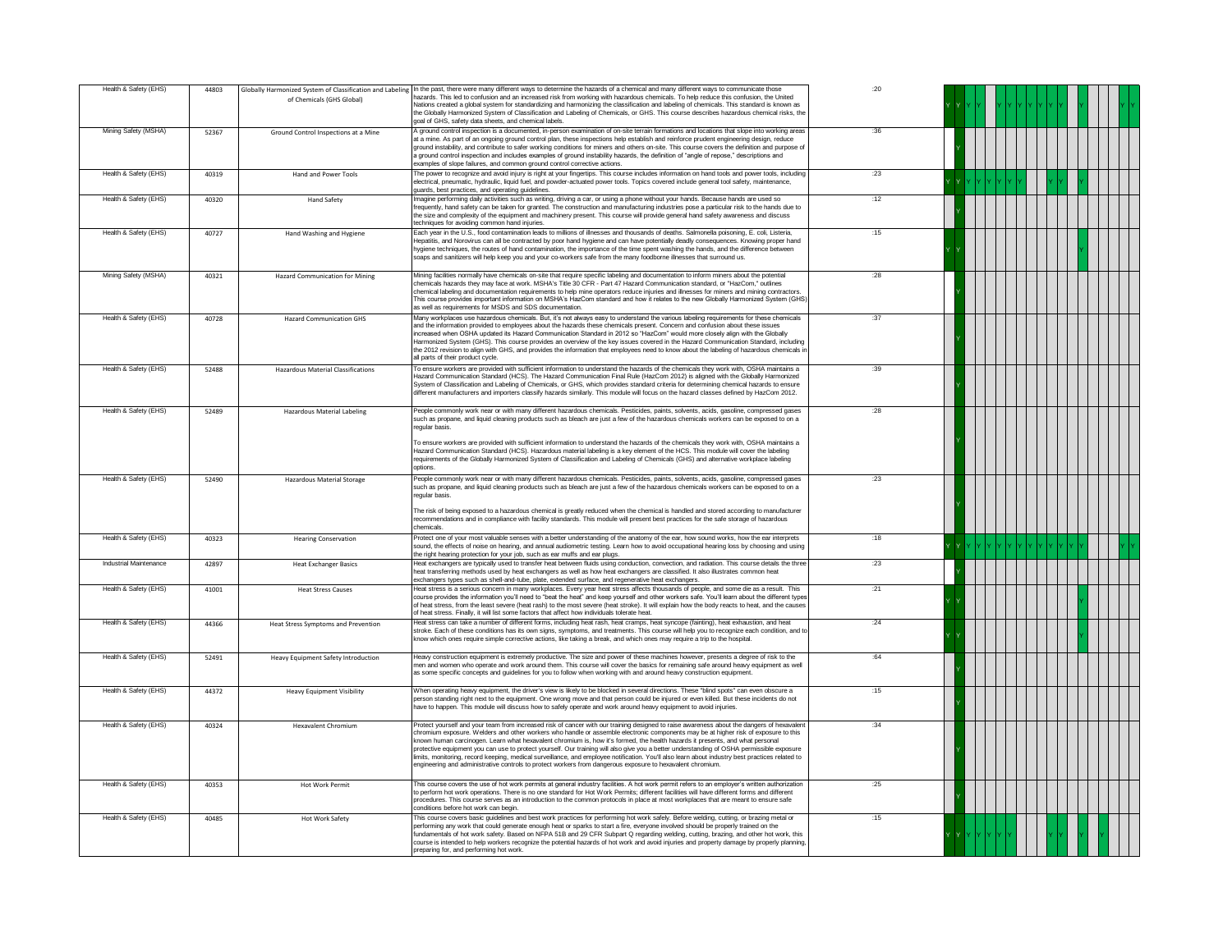| | | | | | | | | | | | | | | | | | | | | | |
|---|---|---|---|---|---|---|---|---|---|---|---|---|---|---|---|---|---|---|---|---|---|
| Health & Safety (EHS) | 44803 | Globally Harmonized System of Classification and Labeling of Chemicals (GHS Global) | In the past, there were many different ways to determine the hazards of a chemical and many different ways to communicate those hazards. This led to confusion and an increased risk from working with hazardous chemicals. To help reduce this confusion, the United Nations created a global system for standardizing and harmonizing the classification and labeling of chemicals. This standard is known as the Globally Harmonized System of Classification and Labeling of Chemicals, or GHS. This course describes hazardous chemical risks, the goal of GHS, safety data sheets, and chemical labels. | :20 | Y | Y | Y | Y | | Y | Y | Y | Y | Y | Y | | Y | | | Y | Y |
| Mining Safety (MSHA) | 52367 | Ground Control Inspections at a Mine | A ground control inspection is a documented, in-person examination of on-site terrain formations and locations that slope into working areas at a mine. As part of an ongoing ground control plan, these inspections help establish and reinforce prudent engineering design, reduce ground instability, and contribute to safer working conditions for miners and others on-site. This course covers the definition and purpose of a ground control inspection and includes examples of ground instability hazards, the definition of "angle of repose," descriptions and examples of slope failures, and common ground control corrective actions. | :36 | | Y | | | | | | | | | | | | | | | |
| Health & Safety (EHS) | 40319 | Hand and Power Tools | The power to recognize and avoid injury is right at your fingertips. This course includes information on hand tools and power tools, including electrical, pneumatic, hydraulic, liquid fuel, and powder-actuated power tools. Topics covered include general tool safety, maintenance, guards, best practices, and operating guidelines. | :23 | Y | Y | Y | Y | Y | Y | Y | Y | | Y | Y | | Y | | | | |
| Health & Safety (EHS) | 40320 | Hand Safety | Imagine performing daily activities such as writing, driving a car, or using a phone without your hands. Because hands are used so frequently, hand safety can be taken for granted. The construction and manufacturing industries pose a particular risk to the hands due to the size and complexity of the equipment and machinery present. This course will provide general hand safety awareness and discuss techniques for avoiding common hand injuries. | :12 | | Y | | | | | | | | | | | | | | | |
| Health & Safety (EHS) | 40727 | Hand Washing and Hygiene | Each year in the U.S., food contamination leads to millions of illnesses and thousands of deaths. Salmonella poisoning, E. coli, Listeria, Hepatitis, and Norovirus can all be contracted by poor hand hygiene and can have potentially deadly consequences. Knowing proper hand hygiene techniques, the routes of hand contamination, the importance of the time spent washing the hands, and the difference between soaps and sanitizers will help keep you and your co-workers safe from the many foodborne illnesses that surround us. | :15 | Y | Y | | | | | | | | | Y | | | | | | |
| Mining Safety (MSHA) | 40321 | Hazard Communication for Mining | Mining facilities normally have chemicals on-site that require specific labeling and documentation to inform miners about the potential chemicals hazards they may face at work. MSHA's Title 30 CFR - Part 47 Hazard Communication standard, or "HazCom," outlines chemical labeling and documentation requirements to help mine operators reduce injuries and illnesses for miners and mining contractors. This course provides important information on MSHA's HazCom standard and how it relates to the new Globally Harmonized System (GHS) as well as requirements for MSDS and SDS documentation. | :28 | | Y | | | | | | | | | | | | | | | |
| Health & Safety (EHS) | 40728 | Hazard Communication GHS | Many workplaces use hazardous chemicals. But, it's not always easy to understand the various labeling requirements for these chemicals and the information provided to employees about the hazards these chemicals present. Concern and confusion about these issues increased when OSHA updated its Hazard Communication Standard in 2012 so "HazCom" would more closely align with the Globally Harmonized System (GHS). This course provides an overview of the key issues covered in the Hazard Communication Standard, including the 2012 revision to align with GHS, and provides the information that employees need to know about the labeling of hazardous chemicals in all parts of their product cycle. | :37 | | Y | | | | | | | | | | | | | | | |
| Health & Safety (EHS) | 52488 | Hazardous Material Classifications | To ensure workers are provided with sufficient information to understand the hazards of the chemicals they work with, OSHA maintains a Hazard Communication Standard (HCS). The Hazard Communication Final Rule (HazCom 2012) is aligned with the Globally Harmonized System of Classification and Labeling of Chemicals, or GHS, which provides standard criteria for determining chemical hazards to ensure different manufacturers and importers classify hazards similarly. This module will focus on the hazard classes defined by HazCom 2012. | :39 | | Y | | | | | | | | | | | | | | | |
| Health & Safety (EHS) | 52489 | Hazardous Material Labeling | People commonly work near or with many different hazardous chemicals. Pesticides, paints, solvents, acids, gasoline, compressed gases such as propane, and liquid cleaning products such as bleach are just a few of the hazardous chemicals workers can be exposed to on a regular basis.<br><br>To ensure workers are provided with sufficient information to understand the hazards of the chemicals they work with, OSHA maintains a Hazard Communication Standard (HCS). Hazardous material labeling is a key element of the HCS. This module will cover the labeling requirements of the Globally Harmonized System of Classification and Labeling of Chemicals (GHS) and alternative workplace labeling options. | :28 | | Y | | | | | | | | | | | | | | | |
| Health & Safety (EHS) | 52490 | Hazardous Material Storage | People commonly work near or with many different hazardous chemicals. Pesticides, paints, solvents, acids, gasoline, compressed gases such as propane, and liquid cleaning products such as bleach are just a few of the hazardous chemicals workers can be exposed to on a regular basis.<br><br>The risk of being exposed to a hazardous chemical is greatly reduced when the chemical is handled and stored according to manufacturer recommendations and in compliance with facility standards. This module will present best practices for the safe storage of hazardous chemicals. | :23 | | Y | | | | | | | | | | | | | | | |
| Health & Safety (EHS) | 40323 | Hearing Conservation | Protect one of your most valuable senses with a better understanding of the anatomy of the ear, how sound works, how the ear interprets sound, the effects of noise on hearing, and annual audiometric testing. Learn how to avoid occupational hearing loss by choosing and using the right hearing protection for your job, such as ear muffs and ear plugs. | :18 | Y | Y | Y | Y | Y | Y | Y | Y | Y | Y | Y | Y | Y | Y | | Y | Y |
| Industrial Maintenance | 42897 | Heat Exchanger Basics | Heat exchangers are typically used to transfer heat between fluids using conduction, convection, and radiation. This course details the three heat transferring methods used by heat exchangers as well as how heat exchangers are classified. It also illustrates common heat exchangers types such as shell-and-tube, plate, extended surface, and regenerative heat exchangers. | :23 | | Y | | | | | | | | | | | | | | | |
| Health & Safety (EHS) | 41001 | Heat Stress Causes | Heat stress is a serious concern in many workplaces. Every year heat stress affects thousands of people, and some die as a result. This course provides the information you'll need to "beat the heat" and keep yourself and other workers safe. You'll learn about the different types of heat stress, from the least severe (heat rash) to the most severe (heat stroke). It will explain how the body reacts to heat, and the causes of heat stress. Finally, it will list some factors that affect how individuals tolerate heat. | :21 | Y | Y | | | | | | | | | | | Y | | | | |
| Health & Safety (EHS) | 44366 | Heat Stress Symptoms and Prevention | Heat stress can take a number of different forms, including heat rash, heat cramps, heat syncope (fainting), heat exhaustion, and heat stroke. Each of these conditions has its own signs, symptoms, and treatments. This course will help you to recognize each condition, and to know which ones require simple corrective actions, like taking a break, and which ones may require a trip to the hospital. | :24 | Y | Y | | | | | | | | | | | Y | | | | |
| Health & Safety (EHS) | 52491 | Heavy Equipment Safety Introduction | Heavy construction equipment is extremely productive. The size and power of these machines however, presents a degree of risk to the men and women who operate and work around them. This course will cover the basics for remaining safe around heavy equipment as well as some specific concepts and guidelines for you to follow when working with and around heavy construction equipment. | :64 | | Y | | | | | | | | | | | | | | | |
| Health & Safety (EHS) | 44372 | Heavy Equipment Visibility | When operating heavy equipment, the driver's view is likely to be blocked in several directions. These "blind spots" can even obscure a person standing right next to the equipment. One wrong move and that person could be injured or even killed. But these incidents do not have to happen. This module will discuss how to safely operate and work around heavy equipment to avoid injuries. | :15 | | Y | | | | | | | | | | | | | | | |
| Health & Safety (EHS) | 40324 | Hexavalent Chromium | Protect yourself and your team from increased risk of cancer with our training designed to raise awareness about the dangers of hexavalent chromium exposure. Welders and other workers who handle or assemble electronic components may be at higher risk of exposure to this known human carcinogen. Learn what hexavalent chromium is, how it's formed, the health hazards it presents, and what personal protective equipment you can use to protect yourself. Our training will also give you a better understanding of OSHA permissible exposure limits, monitoring, record keeping, medical surveillance, and employee notification. You'll also learn about industry best practices related to engineering and administrative controls to protect workers from dangerous exposure to hexavalent chromium. | :34 | | Y | | | | | | | | | | | | | | | |
| Health & Safety (EHS) | 40353 | Hot Work Permit | This course covers the use of hot work permits at general industry facilities. A hot work permit refers to an employer's written authorization to perform hot work operations. There is no one standard for Hot Work Permits; different facilities will have different forms and different procedures. This course serves as an introduction to the common protocols in place at most workplaces that are meant to ensure safe conditions before hot work can begin. | :25 | | Y | | | | | | | | | | | | | | | |
| Health & Safety (EHS) | 40485 | Hot Work Safety | This course covers basic guidelines and best work practices for performing hot work safely. Before welding, cutting, or brazing metal or performing any work that could generate enough heat or sparks to start a fire, everyone involved should be properly trained on the fundamentals of hot work safety. Based on NFPA 51B and 29 CFR Subpart Q regarding welding, cutting, brazing, and other hot work, this course is intended to help workers recognize the potential hazards of hot work and avoid injuries and property damage by properly planning, preparing for, and performing hot work. | :15 | Y | Y | Y | Y | Y | Y | Y | | | Y | Y | | Y | | Y | | |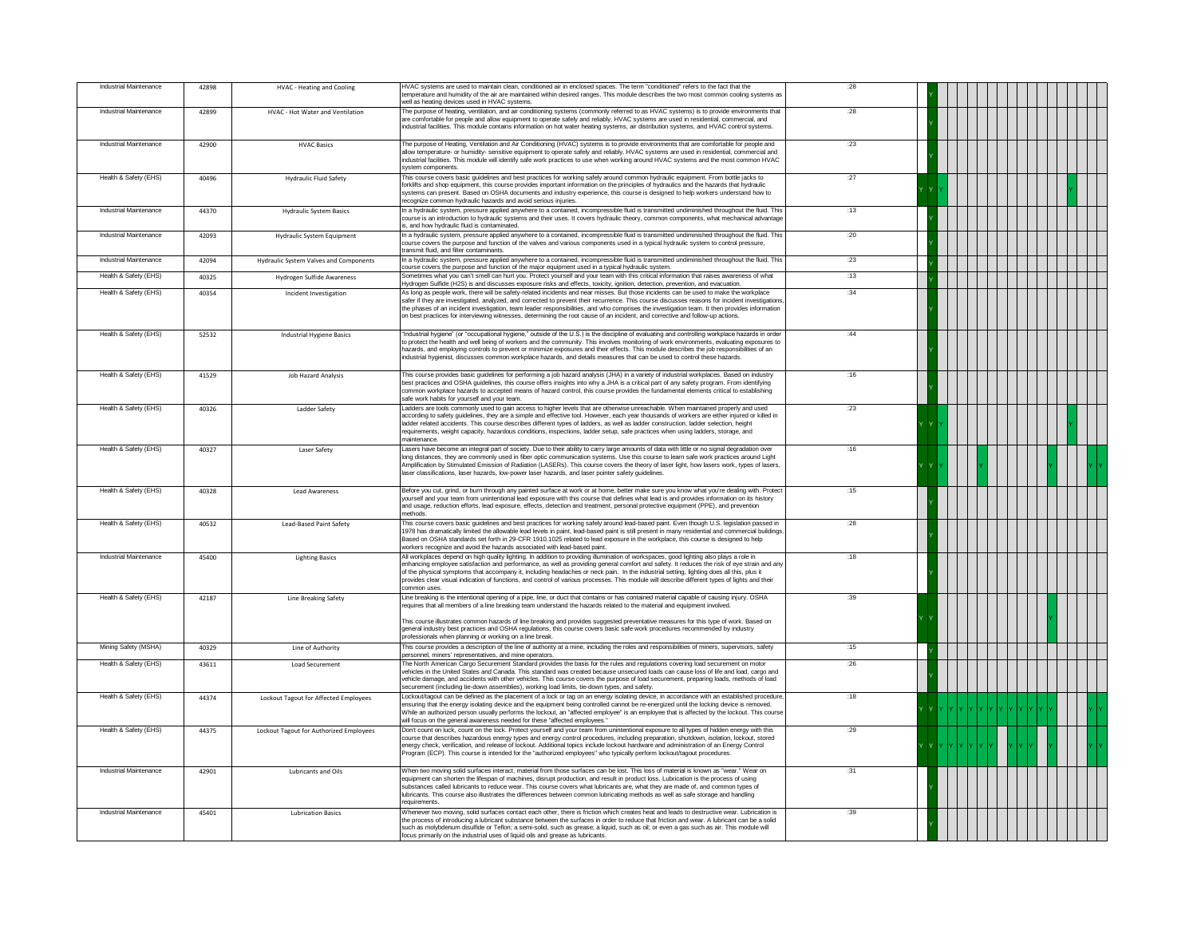| | | | | | | | | | | | | | | | | | | | | |
|---|---|---|---|---|---|---|---|---|---|---|---|---|---|---|---|---|---|---|---|---|
| Industrial Maintenance | 42898 | HVAC - Heating and Cooling | HVAC systems are used to maintain clean, conditioned air in enclosed spaces. The term "conditioned" refers to the fact that the temperature and humidity of the air are maintained within desired ranges. This module describes the two most common cooling systems as well as heating devices used in HVAC systems. | :28 | | Y | | | | | | | | | | | | | | |
| Industrial Maintenance | 42899 | HVAC - Hot Water and Ventilation | The purpose of heating, ventilation, and air conditioning systems (commonly referred to as HVAC systems) is to provide environments that are comfortable for people and allow equipment to operate safely and reliably. HVAC systems are used in residential, commercial, and industrial facilities. This module contains information on hot water heating systems, air distribution systems, and HVAC control systems. | :28 | | Y | | | | | | | | | | | | | | |
| Industrial Maintenance | 42900 | HVAC Basics | The purpose of Heating, Ventilation and Air Conditioning (HVAC) systems is to provide environments that are comfortable for people and allow temperature- or humidity- sensitive equipment to operate safely and reliably. HVAC systems are used in residential, commercial and industrial facilities. This module will identify safe work practices to use when working around HVAC systems and the most common HVAC system components. | :23 | | Y | | | | | | | | | | | | | | |
| Health & Safety (EHS) | 40496 | Hydraulic Fluid Safety | This course covers basic guidelines and best practices for working safely around common hydraulic equipment. From bottle jacks to forklifts and shop equipment, this course provides important information on the principles of hydraulics and the hazards that hydraulic systems can present. Based on OSHA documents and industry experience, this course is designed to help workers understand how to recognize common hydraulic hazards and avoid serious injuries. | :27 | Y | Y | Y | | | | | | | | | Y | | | | |
| Industrial Maintenance | 44370 | Hydraulic System Basics | In a hydraulic system, pressure applied anywhere to a contained, incompressible fluid is transmitted undiminished throughout the fluid. This course is an introduction to hydraulic systems and their uses. It covers hydraulic theory, common components, what mechanical advantage is, and how hydraulic fluid is contaminated. | :13 | | Y | | | | | | | | | | | | | | |
| Industrial Maintenance | 42093 | Hydraulic System Equipment | In a hydraulic system, pressure applied anywhere to a contained, incompressible fluid is transmitted undiminished throughout the fluid. This course covers the purpose and function of the valves and various components used in a typical hydraulic system to control pressure, transmit fluid, and filter contaminants. | :20 | | Y | | | | | | | | | | | | | | |
| Industrial Maintenance | 42094 | Hydraulic System Valves and Components | In a hydraulic system, pressure applied anywhere to a contained, incompressible fluid is transmitted undiminished throughout the fluid. This course covers the purpose and function of the major equipment used in a typical hydraulic system. | :23 | | Y | | | | | | | | | | | | | | |
| Health & Safety (EHS) | 40325 | Hydrogen Sulfide Awareness | Sometimes what you can't smell can hurt you. Protect yourself and your team with this critical information that raises awareness of what Hydrogen Sulfide (H2S) is and discusses exposure risks and effects, toxicity, ignition, detection, prevention, and evacuation. | :13 | | Y | | | | | | | | | | | | | | |
| Health & Safety (EHS) | 40354 | Incident Investigation | As long as people work, there will be safety-related incidents and near misses. But those incidents can be used to make the workplace safer if they are investigated, analyzed, and corrected to prevent their recurrence. This course discusses reasons for incident investigations, the phases of an incident investigation, team leader responsibilities, and who comprises the investigation team. It then provides information on best practices for interviewing witnesses, determining the root cause of an incident, and corrective and follow-up actions. | :34 | | Y | | | | | | | | | | | | | | |
| Health & Safety (EHS) | 52532 | Industrial Hygiene Basics | "Industrial hygiene" (or "occupational hygiene," outside of the U.S.) is the discipline of evaluating and controlling workplace hazards in order to protect the health and well being of workers and the community. This involves monitoring of work environments, evaluating exposures to hazards, and employing controls to prevent or minimize exposures and their effects. This module describes the job responsibilities of an industrial hygienist, discusses common workplace hazards, and details measures that can be used to control these hazards. | :44 | | Y | | | | | | | | | | | | | | |
| Health & Safety (EHS) | 41529 | Job Hazard Analysis | This course provides basic guidelines for performing a job hazard analysis (JHA) in a variety of industrial workplaces. Based on industry best practices and OSHA guidelines, this course offers insights into why a JHA is a critical part of any safety program. From identifying common workplace hazards to accepted means of hazard control, this course provides the fundamental elements critical to establishing safe work habits for yourself and your team. | :16 | | Y | | | | | | | | | | | | | | |
| Health & Safety (EHS) | 40326 | Ladder Safety | Ladders are tools commonly used to gain access to higher levels that are otherwise unreachable. When maintained properly and used according to safety guidelines, they are a simple and effective tool. However, each year thousands of workers are either injured or killed in ladder related accidents. This course describes different types of ladders, as well as ladder construction, ladder selection, height requirements, weight capacity, hazardous conditions, inspections, ladder setup, safe practices when using ladders, storage, and maintenance. | :23 | Y | Y | Y | | | | | | | | | Y | | | | |
| Health & Safety (EHS) | 40327 | Laser Safety | Lasers have become an integral part of society. Due to their ability to carry large amounts of data with little or no signal degradation over long distances, they are commonly used in fiber optic communication systems. Use this course to learn safe work practices around Light Amplification by Stimulated Emission of Radiation (LASERs). This course covers the theory of laser light, how lasers work, types of lasers, laser classifications, laser hazards, low-power laser hazards, and laser pointer safety guidelines. | :16 | Y | Y | Y | | | Y | | | | Y | | Y | | | Y | Y |
| Health & Safety (EHS) | 40328 | Lead Awareness | Before you cut, grind, or burn through any painted surface at work or at home, better make sure you know what you're dealing with. Protect yourself and your team from unintentional lead exposure with this course that defines what lead is and provides information on its history and usage, reduction efforts, lead exposure, effects, detection and treatment, personal protective equipment (PPE), and prevention methods. | :15 | | Y | | | | | | | | | | | | | | |
| Health & Safety (EHS) | 40532 | Lead-Based Paint Safety | This course covers basic guidelines and best practices for working safely around lead-based paint. Even though U.S. legislation passed in 1978 has dramatically limited the allowable lead levels in paint, lead-based paint is still present in many residential and commercial buildings. Based on OSHA standards set forth in 29-CFR 1910.1025 related to lead exposure in the workplace, this course is designed to help workers recognize and avoid the hazards associated with lead-based paint. | :28 | | Y | | | | | | | | | | | | | | |
| Industrial Maintenance | 45400 | Lighting Basics | All workplaces depend on high quality lighting. In addition to providing illumination of workspaces, good lighting also plays a role in enhancing employee satisfaction and performance, as well as providing general comfort and safety. It reduces the risk of eye strain and any of the physical symptoms that accompany it, including headaches or neck pain. In the industrial setting, lighting does all this, plus it provides clear visual indication of functions, and control of various processes. This module will describe different types of lights and their common uses. | :18 | | Y | | | | | | | | | | | | | | |
| Health & Safety (EHS) | 42187 | Line Breaking Safety | Line breaking is the intentional opening of a pipe, line, or duct that contains or has contained material capable of causing injury. OSHA requires that all members of a line breaking team understand the hazards related to the material and equipment involved.<br><br>This course illustrates common hazards of line breaking and provides suggested preventative measures for this type of work. Based on general industry best practices and OSHA regulations, this course covers basic safe work procedures recommended by industry professionals when planning or working on a line break. | :39 | Y | Y | | | | | | | | Y | | | | | | |
| Mining Safety (MSHA) | 40329 | Line of Authority | This course provides a description of the line of authority at a mine, including the roles and responsibilities of miners, supervisors, safety personnel, miners' representatives, and mine operators. | :15 | | Y | | | | | | | | | | | | | | |
| Health & Safety (EHS) | 43611 | Load Securement | The North American Cargo Securement Standard provides the basis for the rules and regulations covering load securement on motor vehicles in the United States and Canada. This standard was created because unsecured loads can cause loss of life and load, cargo and vehicle damage, and accidents with other vehicles. This course covers the purpose of load securement, preparing loads, methods of load securement (including tie-down assemblies), working load limits, tie-down types, and safety. | :26 | | Y | | | | | | | | | | | | | | |
| Health & Safety (EHS) | 44374 | Lockout Tagout for Affected Employees | Lockout/tagout can be defined as the placement of a lock or tag on an energy isolating device, in accordance with an established procedure, ensuring that the energy isolating device and the equipment being controlled cannot be re-energized until the locking device is removed. While an authorized person usually performs the lockout, an "affected employee" is an employee that is affected by the lockout. This course will focus on the general awareness needed for these "affected employees." | :18 | Y | Y | Y | Y | Y | Y | Y | Y | Y | Y | Y | Y | Y | | Y | Y |
| Health & Safety (EHS) | 44375 | Lockout Tagout for Authorized Employees | Don't count on luck, count on the lock. Protect yourself and your team from unintentional exposure to all types of hidden energy with this course that describes hazardous energy types and energy control procedures, including preparation, shutdown, isolation, lockout, stored energy check, verification, and release of lockout. Additional topics include lockout hardware and administration of an Energy Control Program (ECP). This course is intended for the "authorized employees" who typically perform lockout/tagout procedures. | :29 | Y | Y | Y | Y | Y | Y | Y | | Y | Y | Y | | Y | | Y | Y |
| Industrial Maintenance | 42901 | Lubricants and Oils | When two moving solid surfaces interact, material from those surfaces can be lost. This loss of material is known as "wear." Wear on equipment can shorten the lifespan of machines, disrupt production, and result in product loss. Lubrication is the process of using substances called lubricants to reduce wear. This course covers what lubricants are, what they are made of, and common types of lubricants. This course also illustrates the differences between common lubricating methods as well as safe storage and handling requirements. | :31 | | Y | | | | | | | | | | | | | | |
| Industrial Maintenance | 45401 | Lubrication Basics | Whenever two moving, solid surfaces contact each other, there is friction which creates heat and leads to destructive wear. Lubrication is the process of introducing a lubricant substance between the surfaces in order to reduce that friction and wear. A lubricant can be a solid such as molybdenum disulfide or Teflon; a semi-solid, such as grease; a liquid, such as oil; or even a gas such as air. This module will focus primarily on the industrial uses of liquid oils and grease as lubricants. | :39 | | Y | | | | | | | | | | | | | | |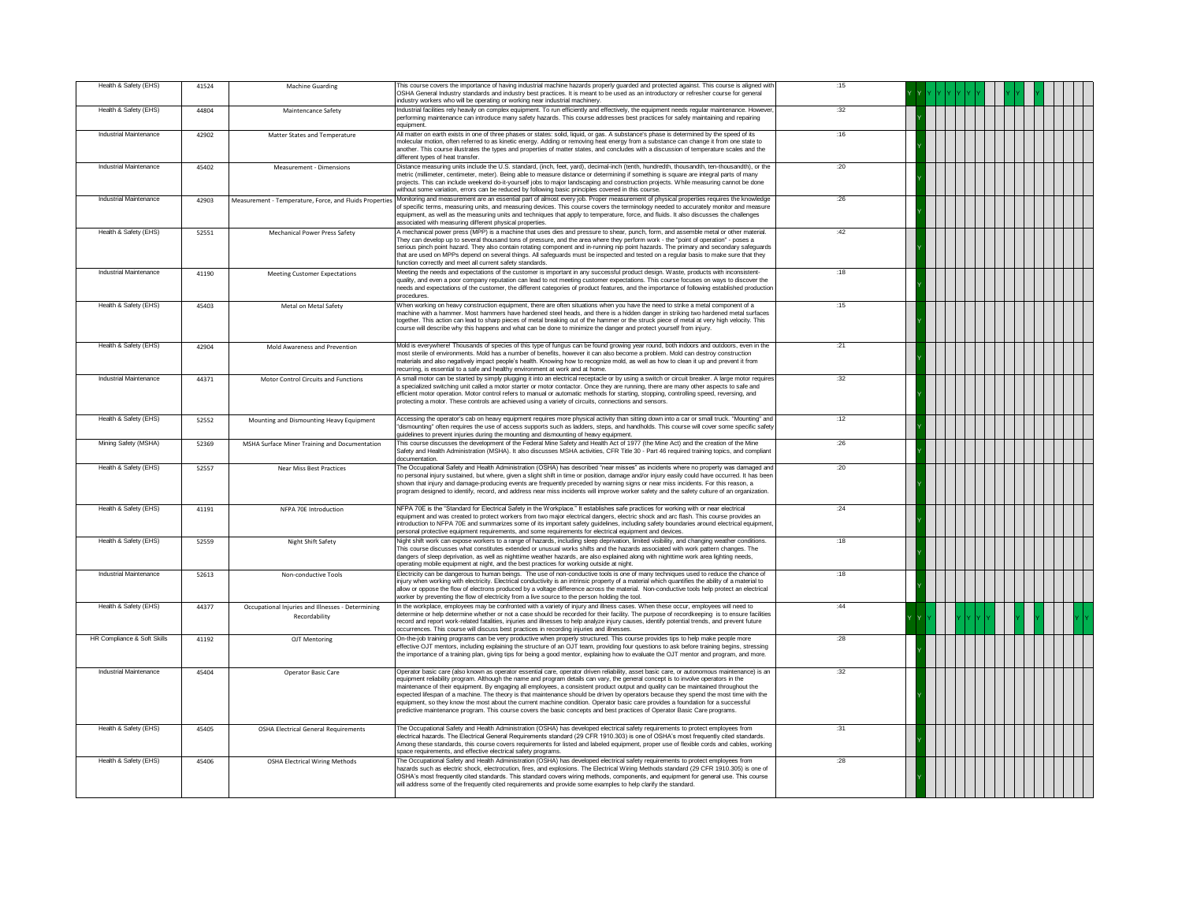| | | | | | | | | | | | | | | | | | | | | | | | | |
|---|---|---|---|---|---|---|---|---|---|---|---|---|---|---|---|---|---|---|---|---|---|---|---|---|
| Health & Safety (EHS) | 41524 | Machine Guarding | This course covers the importance of having industrial machine hazards properly guarded and protected against. This course is aligned with OSHA General Industry standards and industry best practices. It is meant to be used as an introductory or refresher course for general industry workers who will be operating or working near industrial machinery. | :15 | Y | Y | Y | Y | Y | Y | Y | Y | | | Y | Y | | Y | | | | | | |
| Health & Safety (EHS) | 44804 | Maintencance Safety | Industrial facilities rely heavily on complex equipment. To run efficiently and effectively, the equipment needs regular maintenance. However, performing maintenance can introduce many safety hazards. This course addresses best practices for safely maintaining and repairing equipment. | :32 | | Y | | | | | | | | | | | | | | | | | | |
| Industrial Maintenance | 42902 | Matter States and Temperature | All matter on earth exists in one of three phases or states: solid, liquid, or gas. A substance's phase is determined by the speed of its molecular motion, often referred to as kinetic energy. Adding or removing heat energy from a substance can change it from one state to another. This course illustrates the types and properties of matter states, and concludes with a discussion of temperature scales and the different types of heat transfer. | :16 | | Y | | | | | | | | | | | | | | | | | | |
| Industrial Maintenance | 45402 | Measurement - Dimensions | Distance measuring units include the U.S. standard, (inch, feet, yard), decimal-inch (tenth, hundredth, thousandth, ten-thousandth), or the metric (millimeter, centimeter, meter). Being able to measure distance or determining if something is square are integral parts of many projects. This can include weekend do-it-yourself jobs to major landscaping and construction projects. While measuring cannot be done without some variation, errors can be reduced by following basic principles covered in this course. | :20 | | Y | | | | | | | | | | | | | | | | | | |
| Industrial Maintenance | 42903 | Measurement - Temperature, Force, and Fluids Properties | Monitoring and measurement are an essential part of almost every job. Proper measurement of physical properties requires the knowledge of specific terms, measuring units, and measuring devices. This course covers the terminology needed to accurately monitor and measure equipment, as well as the measuring units and techniques that apply to temperature, force, and fluids. It also discusses the challenges associated with measuring different physical properties. | :26 | | Y | | | | | | | | | | | | | | | | | | |
| Health & Safety (EHS) | 52551 | Mechanical Power Press Safety | A mechanical power press (MPP) is a machine that uses dies and pressure to shear, punch, form, and assemble metal or other material. They can develop up to several thousand tons of pressure, and the area where they perform work - the "point of operation" - poses a serious pinch point hazard. They also contain rotating component and in-running nip point hazards. The primary and secondary safeguards that are used on MPPs depend on several things. All safeguards must be inspected and tested on a regular basis to make sure that they function correctly and meet all current safety standards. | :42 | | Y | | | | | | | | | | | | | | | | | | |
| Industrial Maintenance | 41190 | Meeting Customer Expectations | Meeting the needs and expectations of the customer is important in any successful product design. Waste, products with inconsistent-quality, and even a poor company reputation can lead to not meeting customer expectations. This course focuses on ways to discover the needs and expectations of the customer, the different categories of product features, and the importance of following established production procedures. | :18 | | Y | | | | | | | | | | | | | | | | | | |
| Health & Safety (EHS) | 45403 | Metal on Metal Safety | When working on heavy construction equipment, there are often situations when you have the need to strike a metal component of a machine with a hammer. Most hammers have hardened steel heads, and there is a hidden danger in striking two hardened metal surfaces together. This action can lead to sharp pieces of metal breaking out of the hammer or the struck piece of metal at very high velocity. This course will describe why this happens and what can be done to minimize the danger and protect yourself from injury. | :15 | | Y | | | | | | | | | | | | | | | | | | |
| Health & Safety (EHS) | 42904 | Mold Awareness and Prevention | Mold is everywhere! Thousands of species of this type of fungus can be found growing year round, both indoors and outdoors, even in the most sterile of environments. Mold has a number of benefits, however it can also become a problem. Mold can destroy construction materials and also negatively impact people's health. Knowing how to recognize mold, as well as how to clean it up and prevent it from recurring, is essential to a safe and healthy environment at work and at home. | :21 | | Y | | | | | | | | | | | | | | | | | | |
| Industrial Maintenance | 44371 | Motor Control Circuits and Functions | A small motor can be started by simply plugging it into an electrical receptacle or by using a switch or circuit breaker. A large motor requires a specialized switching unit called a motor starter or motor contactor. Once they are running, there are many other aspects to safe and efficient motor operation. Motor control refers to manual or automatic methods for starting, stopping, controlling speed, reversing, and protecting a motor. These controls are achieved using a variety of circuits, connections and sensors. | :32 | | Y | | | | | | | | | | | | | | | | | | |
| Health & Safety (EHS) | 52552 | Mounting and Dismounting Heavy Equipment | Accessing the operator's cab on heavy equipment requires more physical activity than sitting down into a car or small truck. "Mounting" and "dismounting" often requires the use of access supports such as ladders, steps, and handholds. This course will cover some specific safety guidelines to prevent injuries during the mounting and dismounting of heavy equipment. | :12 | | Y | | | | | | | | | | | | | | | | | | |
| Mining Safety (MSHA) | 52369 | MSHA Surface Miner Training and Documentation | This course discusses the development of the Federal Mine Safety and Health Act of 1977 (the Mine Act) and the creation of the Mine Safety and Health Administration (MSHA). It also discusses MSHA activities, CFR Title 30 - Part 46 required training topics, and compliant documentation. | :26 | | Y | | | | | | | | | | | | | | | | | | |
| Health & Safety (EHS) | 52557 | Near Miss Best Practices | The Occupational Safety and Health Administration (OSHA) has described "near misses" as incidents where no property was damaged and no personal injury sustained, but where, given a slight shift in time or position, damage and/or injury easily could have occurred. It has been shown that injury and damage-producing events are frequently preceded by warning signs or near miss incidents. For this reason, a program designed to identify, record, and address near miss incidents will improve worker safety and the safety culture of an organization. | :20 | | Y | | | | | | | | | | | | | | | | | | |
| Health & Safety (EHS) | 41191 | NFPA 70E Introduction | NFPA 70E is the "Standard for Electrical Safety in the Workplace." It establishes safe practices for working with or near electrical equipment and was created to protect workers from two major electrical dangers, electric shock and arc flash. This course provides an introduction to NFPA 70E and summarizes some of its important safety guidelines, including safety boundaries around electrical equipment, personal protective equipment requirements, and some requirements for electrical equipment and devices. | :24 | | Y | | | | | | | | | | | | | | | | | | |
| Health & Safety (EHS) | 52559 | Night Shift Safety | Night shift work can expose workers to a range of hazards, including sleep deprivation, limited visibility, and changing weather conditions. This course discusses what constitutes extended or unusual works shifts and the hazards associated with work pattern changes. The dangers of sleep deprivation, as well as nighttime weather hazards, are also explained along with nighttime work area lighting needs, operating mobile equipment at night, and the best practices for working outside at night. | :18 | | Y | | | | | | | | | | | | | | | | | | |
| Industrial Maintenance | 52613 | Non-conductive Tools | Electricity can be dangerous to human beings. The use of non-conductive tools is one of many techniques used to reduce the chance of injury when working with electricity. Electrical conductivity is an intrinsic property of a material which quantifies the ability of a material to allow or oppose the flow of electrons produced by a voltage difference across the material. Non-conductive tools help protect an electrical worker by preventing the flow of electricity from a live source to the person holding the tool. | :18 | | Y | | | | | | | | | | | | | | | | | | |
| Health & Safety (EHS) | 44377 | Occupational Injuries and Illnesses - Determining Recordability | In the workplace, employees may be confronted with a variety of injury and illness cases. When these occur, employees will need to determine or help determine whether or not a case should be recorded for their facility. The purpose of recordkeeping is to ensure facilities record and report work-related fatalities, injuries and illnesses to help analyze injury causes, identify potential trends, and prevent future occurrences. This course will discuss best practices in recording injuries and illnesses. | :44 | Y | Y | Y | | | Y | Y | Y | Y | | Y | | | Y | | | | | Y | Y |
| HR Compliance & Soft Skills | 41192 | OJT Mentoring | On-the-job training programs can be very productive when properly structured. This course provides tips to help make people more effective OJT mentors, including explaining the structure of an OJT team, providing four questions to ask before training begins, stressing the importance of a training plan, giving tips for being a good mentor, explaining how to evaluate the OJT mentor and program, and more. | :28 | | Y | | | | | | | | | | | | | | | | | | |
| Industrial Maintenance | 45404 | Operator Basic Care | Operator basic care (also known as operator essential care, operator driven reliability, asset basic care, or autonomous maintenance) is an equipment reliability program. Although the name and program details can vary, the general concept is to involve operators in the maintenance of their equipment. By engaging all employees, a consistent product output and quality can be maintained throughout the expected lifespan of a machine. The theory is that maintenance should be driven by operators because they spend the most time with the equipment, so they know the most about the current machine condition. Operator basic care provides a foundation for a successful predictive maintenance program. This course covers the basic concepts and best practices of Operator Basic Care programs. | :32 | | Y | | | | | | | | | | | | | | | | | | |
| Health & Safety (EHS) | 45405 | OSHA Electrical General Requirements | The Occupational Safety and Health Administration (OSHA) has developed electrical safety requirements to protect employees from electrical hazards. The Electrical General Requirements standard (29 CFR 1910.303) is one of OSHA's most frequently cited standards. Among these standards, this course covers requirements for listed and labeled equipment, proper use of flexible cords and cables, working space requirements, and effective electrical safety programs. | :31 | | Y | | | | | | | | | | | | | | | | | | |
| Health & Safety (EHS) | 45406 | OSHA Electrical Wiring Methods | The Occupational Safety and Health Administration (OSHA) has developed electrical safety requirements to protect employees from hazards such as electric shock, electrocution, fires, and explosions. The Electrical Wiring Methods standard (29 CFR 1910.305) is one of OSHA's most frequently cited standards. This standard covers wiring methods, components, and equipment for general use. This course will address some of the frequently cited requirements and provide some examples to help clarify the standard. | :28 | | Y | | | | | | | | | | | | | | | | | | |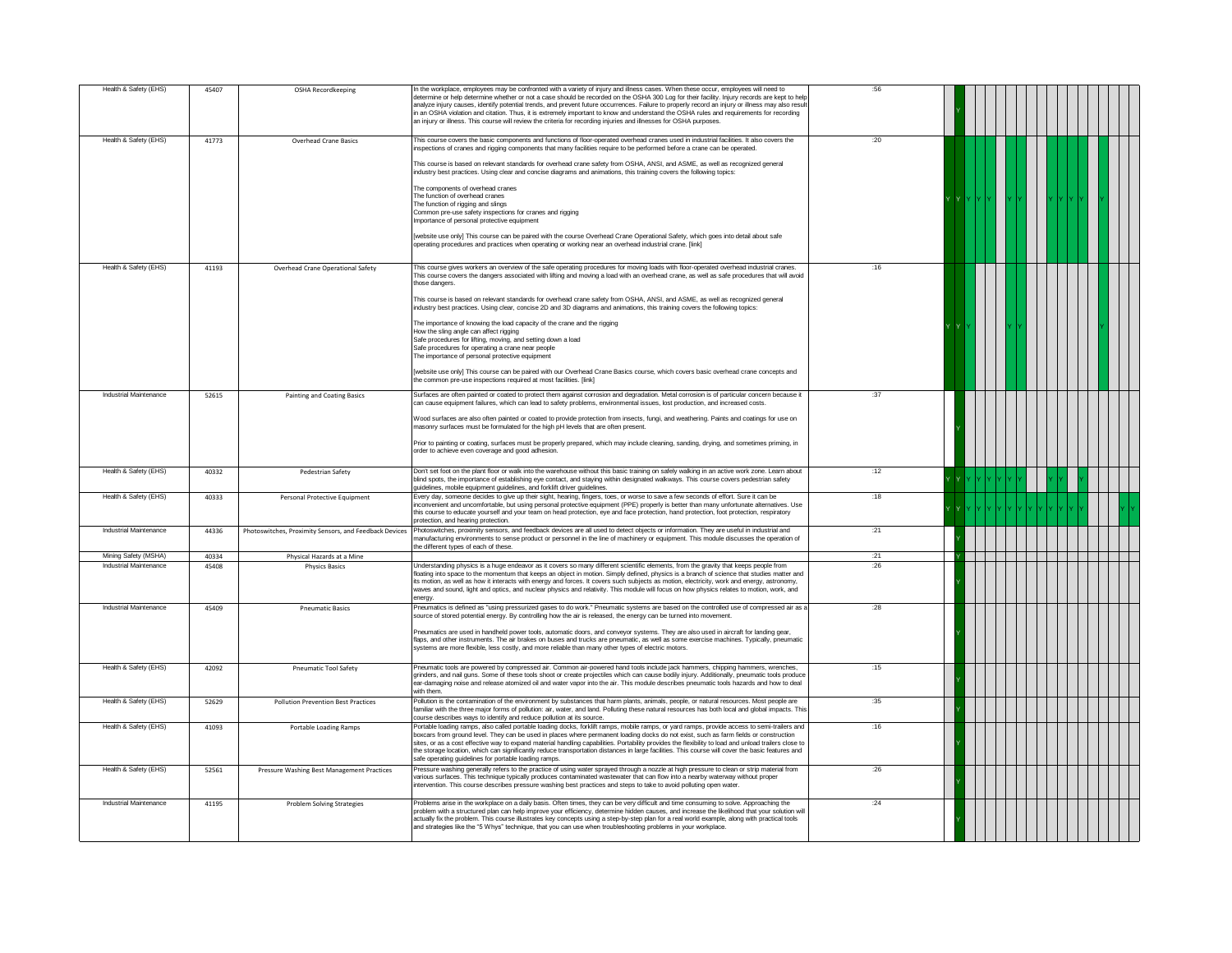| | | | | | | | | | | | | | | | | | | | | | | | |
|---|---|---|---|---|---|---|---|---|---|---|---|---|---|---|---|---|---|---|---|---|---|---|---|
| Health & Safety (EHS) | 45407 | OSHA Recordkeeping | In the workplace, employees may be confronted with a variety of injury and illness cases. When these occur, employees will need to determine or help determine whether or not a case should be recorded on the OSHA 300 Log for their facility. Injury records are kept to help analyze injury causes, identify potential trends, and prevent future occurrences. Failure to properly record an injury or illness may also result in an OSHA violation and citation. Thus, it is extremely important to know and understand the OSHA rules and requirements for recording an injury or illness. This course will review the criteria for recording injuries and illnesses for OSHA purposes. | :56 | | Y | | | | | | | | | | | | | | | | | |
| Health & Safety (EHS) | 41773 | Overhead Crane Basics | This course covers the basic components and functions of floor-operated overhead cranes used in industrial facilities. It also covers the inspections of cranes and rigging components that many facilities require to be performed before a crane can be operated.<br>This course is based on relevant standards for overhead crane safety from OSHA, ANSI, and ASME, as well as recognized general industry best practices. Using clear and concise diagrams and animations, this training covers the following topics:<br>The components of overhead cranes<br>The function of overhead cranes<br>The function of rigging and slings<br>Common pre-use safety inspections for cranes and rigging<br>Importance of personal protective equipment<br>[website use only] This course can be paired with the course Overhead Crane Operational Safety, which goes into detail about safe operating procedures and practices when operating or working near an overhead industrial crane. [link] | :20 | Y | Y | Y | Y | Y | | Y | Y | | | Y | Y | Y | Y | | Y | | | |
| Health & Safety (EHS) | 41193 | Overhead Crane Operational Safety | This course gives workers an overview of the safe operating procedures for moving loads with floor-operated overhead industrial cranes. This course covers the dangers associated with lifting and moving a load with an overhead crane, as well as safe procedures that will avoid those dangers.<br>This course is based on relevant standards for overhead crane safety from OSHA, ANSI, and ASME, as well as recognized general industry best practices. Using clear, concise 2D and 3D diagrams and animations, this training covers the following topics:<br>The importance of knowing the load capacity of the crane and the rigging<br>How the sling angle can affect rigging<br>Safe procedures for lifting, moving, and setting down a load<br>Safe procedures for operating a crane near people<br>The importance of personal protective equipment<br>[website use only] This course can be paired with our Overhead Crane Basics course, which covers basic overhead crane concepts and the common pre-use inspections required at most facilities. [link] | :16 | Y | Y | Y | | | | Y | Y | | | | | | | | Y | | | |
| Industrial Maintenance | 52615 | Painting and Coating Basics | Surfaces are often painted or coated to protect them against corrosion and degradation. Metal corrosion is of particular concern because it can cause equipment failures, which can lead to safety problems, environmental issues, lost production, and increased costs.<br>Wood surfaces are also often painted or coated to provide protection from insects, fungi, and weathering. Paints and coatings for use on masonry surfaces must be formulated for the high pH levels that are often present.<br>Prior to painting or coating, surfaces must be properly prepared, which may include cleaning, sanding, drying, and sometimes priming, in order to achieve even coverage and good adhesion. | :37 | | Y | | | | | | | | | | | | | | | | | |
| Health & Safety (EHS) | 40332 | Pedestrian Safety | Don't set foot on the plant floor or walk into the warehouse without this basic training on safely walking in an active work zone. Learn about blind spots, the importance of establishing eye contact, and staying within designated walkways. This course covers pedestrian safety guidelines, mobile equipment guidelines, and forklift driver guidelines. | :12 | Y | Y | Y | Y | Y | Y | Y | Y | | | Y | Y | | Y | | | | | |
| Health & Safety (EHS) | 40333 | Personal Protective Equipment | Every day, someone decides to give up their sight, hearing, fingers, toes, or worse to save a few seconds of effort. Sure it can be inconvenient and uncomfortable, but using personal protective equipment (PPE) properly is better than many unfortunate alternatives. Use this course to educate yourself and your team on head protection, eye and face protection, hand protection, foot protection, respiratory protection, and hearing protection. | :18 | Y | Y | Y | Y | Y | Y | Y | Y | Y | Y | Y | Y | Y | | | | | Y | Y |
| Industrial Maintenance | 44336 | Photoswitches, Proximity Sensors, and Feedback Devices | Photoswitches, proximity sensors, and feedback devices are all used to detect objects or information. They are useful in industrial and manufacturing environments to sense product or personnel in the line of machinery or equipment. This module discusses the operation of the different types of each of these. | :21 | | Y | | | | | | | | | | | | | | | | | |
| Mining Safety (MSHA) | 40334 | Physical Hazards at a Mine | | :21 | | Y | | | | | | | | | | | | | | | | | |
| Industrial Maintenance | 45408 | Physics Basics | Understanding physics is a huge endeavor as it covers so many different scientific elements, from the gravity that keeps people from floating into space to the momentum that keeps an object in motion. Simply defined, physics is a branch of science that studies matter and its motion, as well as how it interacts with energy and forces. It covers such subjects as motion, electricity, work and energy, astronomy, waves and sound, light and optics, and nuclear physics and relativity. This module will focus on how physics relates to motion, work, and energy. | :26 | | Y | | | | | | | | | | | | | | | | | |
| Industrial Maintenance | 45409 | Pneumatic Basics | Pneumatics is defined as "using pressurized gases to do work." Pneumatic systems are based on the controlled use of compressed air as a source of stored potential energy. By controlling how the air is released, the energy can be turned into movement.<br>Pneumatics are used in handheld power tools, automatic doors, and conveyor systems. They are also used in aircraft for landing gear, flaps, and other instruments. The air brakes on buses and trucks are pneumatic, as well as some exercise machines. Typically, pneumatic systems are more flexible, less costly, and more reliable than many other types of electric motors. | :28 | | Y | | | | | | | | | | | | | | | | | |
| Health & Safety (EHS) | 42092 | Pneumatic Tool Safety | Pneumatic tools are powered by compressed air. Common air-powered hand tools include jack hammers, chipping hammers, wrenches, grinders, and nail guns. Some of these tools shoot or create projectiles which can cause bodily injury. Additionally, pneumatic tools produce ear-damaging noise and release atomized oil and water vapor into the air. This module describes pneumatic tools hazards and how to deal with them. | :15 | | Y | | | | | | | | | | | | | | | | | |
| Health & Safety (EHS) | 52629 | Pollution Prevention Best Practices | Pollution is the contamination of the environment by substances that harm plants, animals, people, or natural resources. Most people are familiar with the three major forms of pollution: air, water, and land. Polluting these natural resources has both local and global impacts. This course describes ways to identify and reduce pollution at its source. | :35 | | Y | | | | | | | | | | | | | | | | | |
| Health & Safety (EHS) | 41093 | Portable Loading Ramps | Portable loading ramps, also called portable loading docks, forklift ramps, mobile ramps, or yard ramps, provide access to semi-trailers and boxcars from ground level. They can be used in places where permanent loading docks do not exist, such as farm fields or construction sites, or as a cost effective way to expand material handling capabilities. Portability provides the flexibility to load and unload trailers close to the storage location, which can significantly reduce transportation distances in large facilities. This course will cover the basic features and safe operating guidelines for portable loading ramps. | :16 | | Y | | | | | | | | | | | | | | | | | |
| Health & Safety (EHS) | 52561 | Pressure Washing Best Management Practices | Pressure washing generally refers to the practice of using water sprayed through a nozzle at high pressure to clean or strip material from various surfaces. This technique typically produces contaminated wastewater that can flow into a nearby waterway without proper intervention. This course describes pressure washing best practices and steps to take to avoid polluting open water. | :26 | | Y | | | | | | | | | | | | | | | | | |
| Industrial Maintenance | 41195 | Problem Solving Strategies | Problems arise in the workplace on a daily basis. Often times, they can be very difficult and time consuming to solve. Approaching the problem with a structured plan can help improve your efficiency, determine hidden causes, and increase the likelihood that your solution will actually fix the problem. This course illustrates key concepts using a step-by-step plan for a real world example, along with practical tools and strategies like the "5 Whys" technique, that you can use when troubleshooting problems in your workplace. | :24 | | Y | | | | | | | | | | | | | | | | | |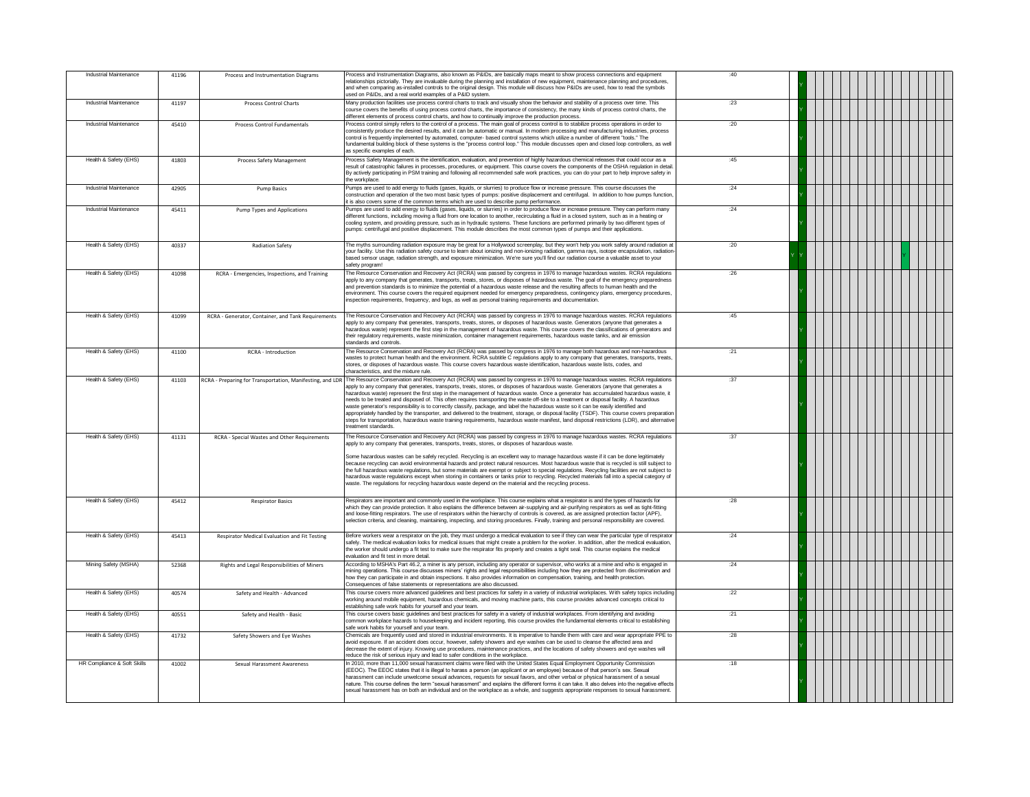| | | | | | | | | | | | | | | | | | | | | | | |
|---|---|---|---|---|---|---|---|---|---|---|---|---|---|---|---|---|---|---|---|---|---|---|
| Industrial Maintenance | 41196 | Process and Instrumentation Diagrams | Process and Instrumentation Diagrams, also known as P&IDs, are basically maps meant to show process connections and equipment relationships pictorially. They are invaluable during the planning and installation of new equipment, maintenance planning and procedures, and when comparing as-installed controls to the original design. This module will discuss how P&IDs are used, how to read the symbols used on P&IDs, and a real world examples of a P&ID system. | :40 | | Y | | | | | | | | | | | | | | | | |
| Industrial Maintenance | 41197 | Process Control Charts | Many production facilities use process control charts to track and visually show the behavior and stability of a process over time. This course covers the benefits of using process control charts, the importance of consistency, the many kinds of process control charts, the different elements of process control charts, and how to continually improve the production process. | :23 | | Y | | | | | | | | | | | | | | | | |
| Industrial Maintenance | 45410 | Process Control Fundamentals | Process control simply refers to the control of a process. The main goal of process control is to stabilize process operations in order to consistently produce the desired results, and it can be automatic or manual. In modern processing and manufacturing industries, process control is frequently implemented by automated, computer- based control systems which utilize a number of different "tools." The fundamental building block of these systems is the "process control loop." This module discusses open and closed loop controllers, as well as specific examples of each. | :20 | | Y | | | | | | | | | | | | | | | | |
| Health & Safety (EHS) | 41803 | Process Safety Management | Process Safety Management is the identification, evaluation, and prevention of highly hazardous chemical releases that could occur as a result of catastrophic failures in processes, procedures, or equipment. This course covers the components of the OSHA regulation in detail. By actively participating in PSM training and following all recommended safe work practices, you can do your part to help improve safety in the workplace. | :45 | | Y | | | | | | | | | | | | | | | | |
| Industrial Maintenance | 42905 | Pump Basics | Pumps are used to add energy to fluids (gases, liquids, or slurries) to produce flow or increase pressure. This course discusses the construction and operation of the two most basic types of pumps: positive displacement and centrifugal. In addition to how pumps function, it is also covers some of the common terms which are used to describe pump performance. | :24 | | Y | | | | | | | | | | | | | | | | |
| Industrial Maintenance | 45411 | Pump Types and Applications | Pumps are used to add energy to fluids (gases, liquids, or slurries) in order to produce flow or increase pressure. They can perform many different functions, including moving a fluid from one location to another, recirculating a fluid in a closed system, such as in a heating or cooling system, and providing pressure, such as in hydraulic systems. These functions are performed primarily by two different types of pumps: centrifugal and positive displacement. This module describes the most common types of pumps and their applications. | :24 | | Y | | | | | | | | | | | | | | | | |
| Health & Safety (EHS) | 40337 | Radiation Safety | The myths surrounding radiation exposure may be great for a Hollywood screenplay, but they won't help you work safely around radiation at your facility. Use this radiation safety course to learn about ionizing and non-ionizing radiation, gamma rays, isotope encapsulation, radiation-based sensor usage, radiation strength, and exposure minimization. We're sure you'll find our radiation course a valuable asset to your safety program! | :20 | Y | Y | | | | | | | | | | | Y | | | | | |
| Health & Safety (EHS) | 41098 | RCRA - Emergencies, Inspections, and Training | The Resource Conservation and Recovery Act (RCRA) was passed by congress in 1976 to manage hazardous wastes. RCRA regulations apply to any company that generates, transports, treats, stores, or disposes of hazardous waste. The goal of the emergency preparedness and prevention standards is to minimize the potential of a hazardous waste release and the resulting affects to human health and the environment. This course covers the required equipment needed for emergency preparedness, contingency plans, emergency procedures, inspection requirements, frequency, and logs, as well as personal training requirements and documentation. | :26 | | Y | | | | | | | | | | | | | | | | |
| Health & Safety (EHS) | 41099 | RCRA - Generator, Container, and Tank Requirements | The Resource Conservation and Recovery Act (RCRA) was passed by congress in 1976 to manage hazardous wastes. RCRA regulations apply to any company that generates, transports, treats, stores, or disposes of hazardous waste. Generators (anyone that generates a hazardous waste) represent the first step in the management of hazardous waste. This course covers the classifications of generators and their regulatory requirements, waste minimization, container management requirements, hazardous waste tanks, and air emission standards and controls. | :45 | | Y | | | | | | | | | | | | | | | | |
| Health & Safety (EHS) | 41100 | RCRA - Introduction | The Resource Conservation and Recovery Act (RCRA) was passed by congress in 1976 to manage both hazardous and non-hazardous wastes to protect human health and the environment. RCRA subtitle C regulations apply to any company that generates, transports, treats, stores, or disposes of hazardous waste. This course covers hazardous waste identification, hazardous waste lists, codes, and characteristics, and the mixture rule. | :21 | | Y | | | | | | | | | | | | | | | | |
| Health & Safety (EHS) | 41103 | RCRA - Preparing for Transportation, Manifesting, and LDR | The Resource Conservation and Recovery Act (RCRA) was passed by congress in 1976 to manage hazardous wastes. RCRA regulations apply to any company that generates, transports, treats, stores, or disposes of hazardous waste. Generators (anyone that generates a hazardous waste) represent the first step in the management of hazardous waste. Once a generator has accumulated hazardous waste, it needs to be treated and disposed of. This often requires transporting the waste off-site to a treatment or disposal facility. A hazardous waste generator's responsibility is to correctly classify, package, and label the hazardous waste so it can be easily identified and appropriately handled by the transporter, and delivered to the treatment, storage, or disposal facility (TSDF). This course covers preparation steps for transportation, hazardous waste training requirements, hazardous waste manifest, land disposal restrictions (LDR), and alternative treatment standards. | :37 | | Y | | | | | | | | | | | | | | | | |
| Health & Safety (EHS) | 41131 | RCRA - Special Wastes and Other Requirements | The Resource Conservation and Recovery Act (RCRA) was passed by congress in 1976 to manage hazardous wastes. RCRA regulations apply to any company that generates, transports, treats, stores, or disposes of hazardous waste.<br><br>Some hazardous wastes can be safely recycled. Recycling is an excellent way to manage hazardous waste if it can be done legitimately because recycling can avoid environmental hazards and protect natural resources. Most hazardous waste that is recycled is still subject to the full hazardous waste regulations, but some materials are exempt or subject to special regulations. Recycling facilities are not subject to hazardous waste regulations except when storing in containers or tanks prior to recycling. Recycled materials fall into a special category of waste. The regulations for recycling hazardous waste depend on the material and the recycling process. | :37 | | Y | | | | | | | | | | | | | | | | |
| Health & Safety (EHS) | 45412 | Respirator Basics | Respirators are important and commonly used in the workplace. This course explains what a respirator is and the types of hazards for which they can provide protection. It also explains the difference between air-supplying and air-purifying respirators as well as tight-fitting and loose-fitting respirators. The use of respirators within the hierarchy of controls is covered, as are assigned protection factor (APF), selection criteria, and cleaning, maintaining, inspecting, and storing procedures. Finally, training and personal responsibility are covered. | :28 | | Y | | | | | | | | | | | | | | | | |
| Health & Safety (EHS) | 45413 | Respirator Medical Evaluation and Fit Testing | Before workers wear a respirator on the job, they must undergo a medical evaluation to see if they can wear the particular type of respirator safely. The medical evaluation looks for medical issues that might create a problem for the worker. In addition, after the medical evaluation, the worker should undergo a fit test to make sure the respirator fits properly and creates a tight seal. This course explains the medical evaluation and fit test in more detail. | :24 | | Y | | | | | | | | | | | | | | | | |
| Mining Safety (MSHA) | 52368 | Rights and Legal Responsibilities of Miners | According to MSHA's Part 46.2, a miner is any person, including any operator or supervisor, who works at a mine and who is engaged in mining operations. This course discusses miners' rights and legal responsibilities including how they are protected from discrimination and how they can participate in and obtain inspections. It also provides information on compensation, training, and health protection. Consequences of false statements or representations are also discussed. | :24 | | Y | | | | | | | | | | | | | | | | |
| Health & Safety (EHS) | 40574 | Safety and Health - Advanced | This course covers more advanced guidelines and best practices for safety in a variety of industrial workplaces. With safety topics including working around mobile equipment, hazardous chemicals, and moving machine parts, this course provides advanced concepts critical to establishing safe work habits for yourself and your team. | :22 | | Y | | | | | | | | | | | | | | | | |
| Health & Safety (EHS) | 40551 | Safety and Health - Basic | This course covers basic guidelines and best practices for safety in a variety of industrial workplaces. From identifying and avoiding common workplace hazards to housekeeping and incident reporting, this course provides the fundamental elements critical to establishing safe work habits for yourself and your team. | :21 | | Y | | | | | | | | | | | | | | | | |
| Health & Safety (EHS) | 41732 | Safety Showers and Eye Washes | Chemicals are frequently used and stored in industrial environments. It is imperative to handle them with care and wear appropriate PPE to avoid exposure. If an accident does occur, however, safety showers and eye washes can be used to cleanse the affected area and decrease the extent of injury. Knowing use procedures, maintenance practices, and the locations of safety showers and eye washes will reduce the risk of serious injury and lead to safer conditions in the workplace. | :28 | | Y | | | | | | | | | | | | | | | | |
| HR Compliance & Soft Skills | 41002 | Sexual Harassment Awareness | In 2010, more than 11,000 sexual harassment claims were filed with the United States Equal Employment Opportunity Commission (EEOC). The EEOC states that it is illegal to harass a person (an applicant or an employee) because of that person's sex. Sexual harassment can include unwelcome sexual advances, requests for sexual favors, and other verbal or physical harassment of a sexual nature. This course defines the term "sexual harassment" and explains the different forms it can take. It also delves into the negative effects sexual harassment has on both an individual and on the workplace as a whole, and suggests appropriate responses to sexual harassment. | :18 | | Y | | | | | | | | | | | | | | | | |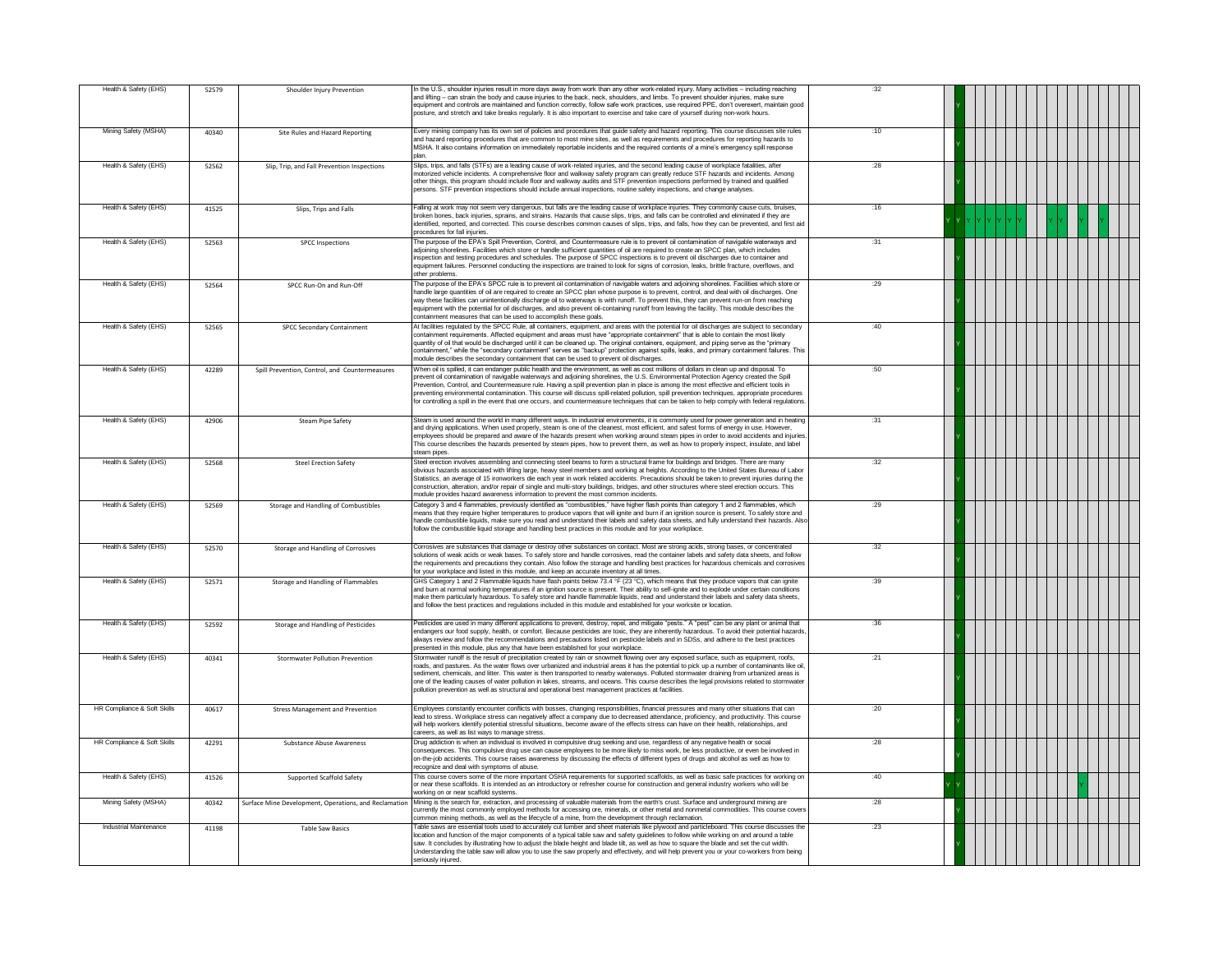| | | | | | | | | | | | | | | | | | | | | |
|---|---|---|---|---|---|---|---|---|---|---|---|---|---|---|---|---|---|---|---|---|
| Health & Safety (EHS) | 52579 | Shoulder Injury Prevention | In the U.S., shoulder injuries result in more days away from work than any other work-related injury. Many activities – including reaching and lifting – can strain the body and cause injuries to the back, neck, shoulders, and limbs. To prevent shoulder injuries, make sure equipment and controls are maintained and function correctly, follow safe work practices, use required PPE, don't overexert, maintain good posture, and stretch and take breaks regularly. It is also important to exercise and take care of yourself during non-work hours. | :32 | | Y | | | | | | | | | | | | | | |
| Mining Safety (MSHA) | 40340 | Site Rules and Hazard Reporting | Every mining company has its own set of policies and procedures that guide safety and hazard reporting. This course discusses site rules and hazard reporting procedures that are common to most mine sites, as well as requirements and procedures for reporting hazards to MSHA. It also contains information on immediately reportable incidents and the required contents of a mine's emergency spill response plan. | :10 | | Y | | | | | | | | | | | | | | |
| Health & Safety (EHS) | 52562 | Slip, Trip, and Fall Prevention Inspections | Slips, trips, and falls (STFs) are a leading cause of work-related injuries, and the second leading cause of workplace fatalities, after motorized vehicle incidents. A comprehensive floor and walkway safety program can greatly reduce STF hazards and incidents. Among other things, this program should include floor and walkway audits and STF prevention inspections performed by trained and qualified persons. STF prevention inspections should include annual inspections, routine safety inspections, and change analyses. | :28 | | Y | | | | | | | | | | | | | | |
| Health & Safety (EHS) | 41525 | Slips, Trips and Falls | Falling at work may not seem very dangerous, but falls are the leading cause of workplace injuries. They commonly cause cuts, bruises, broken bones, back injuries, sprains, and strains. Hazards that cause slips, trips, and falls can be controlled and eliminated if they are identified, reported, and corrected. This course describes common causes of slips, trips, and falls, how they can be prevented, and first aid procedures for fall injuries. | :16 | Y | Y | Y | Y | Y | Y | Y | | Y | Y | | Y | | Y | | |
| Health & Safety (EHS) | 52563 | SPCC Inspections | The purpose of the EPA's Spill Prevention, Control, and Countermeasure rule is to prevent oil contamination of navigable waterways and adjoining shorelines. Facilities which store or handle sufficient quantities of oil are required to create an SPCC plan, which includes inspection and testing procedures and schedules. The purpose of SPCC inspections is to prevent oil discharges due to container and equipment failures. Personnel conducting the inspections are trained to look for signs of corrosion, leaks, brittle fracture, overflows, and other problems. | :31 | | Y | | | | | | | | | | | | | | |
| Health & Safety (EHS) | 52564 | SPCC Run-On and Run-Off | The purpose of the EPA's SPCC rule is to prevent oil contamination of navigable waters and adjoining shorelines. Facilities which store or handle large quantities of oil are required to create an SPCC plan whose purpose is to prevent, control, and deal with oil discharges. One way these facilities can unintentionally discharge oil to waterways is with runoff. To prevent this, they can prevent run-on from reaching equipment with the potential for oil discharges, and also prevent oil-containing runoff from leaving the facility. This module describes the containment measures that can be used to accomplish these goals. | :29 | | Y | | | | | | | | | | | | | | |
| Health & Safety (EHS) | 52565 | SPCC Secondary Containment | At facilities regulated by the SPCC Rule, all containers, equipment, and areas with the potential for oil discharges are subject to secondary containment requirements. Affected equipment and areas must have "appropriate containment" that is able to contain the most likely quantity of oil that would be discharged until it can be cleaned up. The original containers, equipment, and piping serve as the "primary containment," while the "secondary containment" serves as "backup" protection against spills, leaks, and primary containment failures. This module describes the secondary containment that can be used to prevent oil discharges. | :40 | | Y | | | | | | | | | | | | | | |
| Health & Safety (EHS) | 42289 | Spill Prevention, Control, and Countermeasures | When oil is spilled, it can endanger public health and the environment, as well as cost millions of dollars in clean up and disposal. To prevent oil contamination of navigable waterways and adjoining shorelines, the U.S. Environmental Protection Agency created the Spill Prevention, Control, and Countermeasure rule. Having a spill prevention plan in place is among the most effective and efficient tools in preventing environmental contamination. This course will discuss spill-related pollution, spill prevention techniques, appropriate procedures for controlling a spill in the event that one occurs, and countermeasure techniques that can be taken to help comply with federal regulations. | :50 | | Y | | | | | | | | | | | | | | |
| Health & Safety (EHS) | 42906 | Steam Pipe Safety | Steam is used around the world in many different ways. In industrial environments, it is commonly used for power generation and in heating and drying applications. When used properly, steam is one of the cleanest, most efficient, and safest forms of energy in use. However, employees should be prepared and aware of the hazards present when working around steam pipes in order to avoid accidents and injuries. This course describes the hazards presented by steam pipes, how to prevent them, as well as how to properly inspect, insulate, and label steam pipes. | :31 | | Y | | | | | | | | | | | | | | |
| Health & Safety (EHS) | 52568 | Steel Erection Safety | Steel erection involves assembling and connecting steel beams to form a structural frame for buildings and bridges. There are many obvious hazards associated with lifting large, heavy steel members and working at heights. According to the United States Bureau of Labor Statistics, an average of 15 ironworkers die each year in work related accidents. Precautions should be taken to prevent injuries during the construction, alteration, and/or repair of single and multi-story buildings, bridges, and other structures where steel erection occurs. This module provides hazard awareness information to prevent the most common incidents. | :32 | | Y | | | | | | | | | | | | | | |
| Health & Safety (EHS) | 52569 | Storage and Handling of Combustibles | Category 3 and 4 flammables, previously identified as "combustibles," have higher flash points than category 1 and 2 flammables, which means that they require higher temperatures to produce vapors that will ignite and burn if an ignition source is present. To safely store and handle combustible liquids, make sure you read and understand their labels and safety data sheets, and fully understand their hazards. Also follow the combustible liquid storage and handling best practices in this module and for your workplace. | :29 | | Y | | | | | | | | | | | | | | |
| Health & Safety (EHS) | 52570 | Storage and Handling of Corrosives | Corrosives are substances that damage or destroy other substances on contact. Most are strong acids, strong bases, or concentrated solutions of weak acids or weak bases. To safely store and handle corrosives, read the container labels and safety data sheets, and follow the requirements and precautions they contain. Also follow the storage and handling best practices for hazardous chemicals and corrosives for your workplace and listed in this module, and keep an accurate inventory at all times. | :32 | | Y | | | | | | | | | | | | | | |
| Health & Safety (EHS) | 52571 | Storage and Handling of Flammables | GHS Category 1 and 2 Flammable liquids have flash points below 73.4 °F (23 °C), which means that they produce vapors that can ignite and burn at normal working temperatures if an ignition source is present. Their ability to self-ignite and to explode under certain conditions make them particularly hazardous. To safely store and handle flammable liquids, read and understand their labels and safety data sheets, and follow the best practices and regulations included in this module and established for your worksite or location. | :39 | | Y | | | | | | | | | | | | | | |
| Health & Safety (EHS) | 52592 | Storage and Handling of Pesticides | Pesticides are used in many different applications to prevent, destroy, repel, and mitigate "pests." A "pest" can be any plant or animal that endangers our food supply, health, or comfort. Because pesticides are toxic, they are inherently hazardous. To avoid their potential hazards, always review and follow the recommendations and precautions listed on pesticide labels and in SDSs, and adhere to the best practices presented in this module, plus any that have been established for your workplace. | :36 | | Y | | | | | | | | | | | | | | |
| Health & Safety (EHS) | 40341 | Stormwater Pollution Prevention | Stormwater runoff is the result of precipitation created by rain or snowmelt flowing over any exposed surface, such as equipment, roofs, roads, and pastures. As the water flows over urbanized and industrial areas it has the potential to pick up a number of contaminants like oil, sediment, chemicals, and litter. This water is then transported to nearby waterways. Polluted stormwater draining from urbanized areas is one of the leading causes of water pollution in lakes, streams, and oceans. This course describes the legal provisions related to stormwater pollution prevention as well as structural and operational best management practices at facilities. | :21 | | Y | | | | | | | | | | | | | | |
| HR Compliance & Soft Skills | 40617 | Stress Management and Prevention | Employees constantly encounter conflicts with bosses, changing responsibilities, financial pressures and many other situations that can lead to stress. Workplace stress can negatively affect a company due to decreased attendance, proficiency, and productivity. This course will help workers identify potential stressful situations, become aware of the effects stress can have on their health, relationships, and careers, as well as list ways to manage stress. | :20 | | Y | | | | | | | | | | | | | | |
| HR Compliance & Soft Skills | 42291 | Substance Abuse Awareness | Drug addiction is when an individual is involved in compulsive drug seeking and use, regardless of any negative health or social consequences. This compulsive drug use can cause employees to be more likely to miss work, be less productive, or even be involved in on-the-job accidents. This course raises awareness by discussing the effects of different types of drugs and alcohol as well as how to recognize and deal with symptoms of abuse. | :28 | | Y | | | | | | | | | | | | | | |
| Health & Safety (EHS) | 41526 | Supported Scaffold Safety | This course covers some of the more important OSHA requirements for supported scaffolds, as well as basic safe practices for working on or near these scaffolds. It is intended as an introductory or refresher course for construction and general industry workers who will be working on or near scaffold systems. | :40 | Y | Y | | | | | | | | | | Y | | | | |
| Mining Safety (MSHA) | 40342 | Surface Mine Development, Operations, and Reclamation | Mining is the search for, extraction, and processing of valuable materials from the earth's crust. Surface and underground mining are currently the most commonly employed methods for accessing ore, minerals, or other metal and nonmetal commodities. This course covers common mining methods, as well as the lifecycle of a mine, from the development through reclamation. | :28 | | Y | | | | | | | | | | | | | | |
| Industrial Maintenance | 41198 | Table Saw Basics | Table saws are essential tools used to accurately cut lumber and sheet materials like plywood and particleboard. This course discusses the location and function of the major components of a typical table saw and safety guidelines to follow while working on and around a table saw. It concludes by illustrating how to adjust the blade height and blade tilt, as well as how to square the blade and set the cut width. Understanding the table saw will allow you to use the saw properly and effectively, and will help prevent you or your co-workers from being seriously injured. | :23 | | Y | | | | | | | | | | | | | | |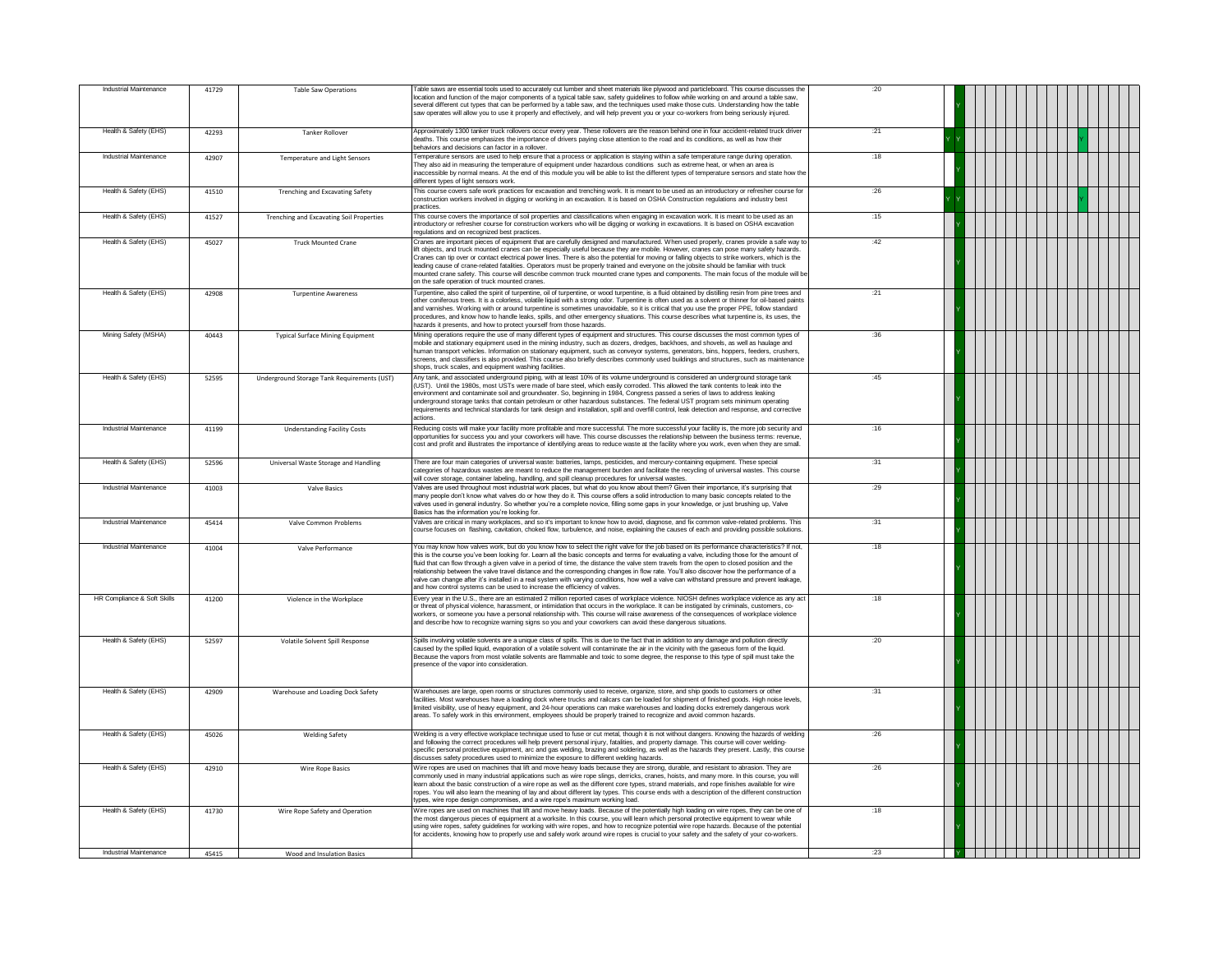| | | | | | | | | | | | | | | | | | | | | | | |
|---|---|---|---|---|---|---|---|---|---|---|---|---|---|---|---|---|---|---|---|---|---|---|
| Industrial Maintenance | 41729 | Table Saw Operations | Table saws are essential tools used to accurately cut lumber and sheet materials like plywood and particleboard. This course discusses the location and function of the major components of a typical table saw, safety guidelines to follow while working on and around a table saw, several different cut types that can be performed by a table saw, and the techniques used make those cuts. Understanding how the table saw operates will allow you to use it properly and effectively, and will help prevent you or your co-workers from being seriously injured. | :20 | | Y | | | | | | | | | | | | | | | | |
| Health & Safety (EHS) | 42293 | Tanker Rollover | Approximately 1300 tanker truck rollovers occur every year. These rollovers are the reason behind one in four accident-related truck driver deaths. This course emphasizes the importance of drivers paying close attention to the road and its conditions, as well as how their behaviors and decisions can factor in a rollover. | :21 | Y | Y | | | | | | | | | | | | Y | | | | |
| Industrial Maintenance | 42907 | Temperature and Light Sensors | Temperature sensors are used to help ensure that a process or application is staying within a safe temperature range during operation. They also aid in measuring the temperature of equipment under hazardous conditions such as extreme heat, or when an area is inaccessible by normal means. At the end of this module you will be able to list the different types of temperature sensors and state how the different types of light sensors work. | :18 | | Y | | | | | | | | | | | | | | | | |
| Health & Safety (EHS) | 41510 | Trenching and Excavating Safety | This course covers safe work practices for excavation and trenching work. It is meant to be used as an introductory or refresher course for construction workers involved in digging or working in an excavation. It is based on OSHA Construction regulations and industry best practices. | :26 | Y | Y | | | | | | | | | | | | Y | | | | |
| Health & Safety (EHS) | 41527 | Trenching and Excavating Soil Properties | This course covers the importance of soil properties and classifications when engaging in excavation work. It is meant to be used as an introductory or refresher course for construction workers who will be digging or working in excavations. It is based on OSHA excavation regulations and on recognized best practices. | :15 | | Y | | | | | | | | | | | | | | | | |
| Health & Safety (EHS) | 45027 | Truck Mounted Crane | Cranes are important pieces of equipment that are carefully designed and manufactured. When used properly, cranes provide a safe way to lift objects, and truck mounted cranes can be especially useful because they are mobile. However, cranes can pose many safety hazards. Cranes can tip over or contact electrical power lines. There is also the potential for moving or falling objects to strike workers, which is the leading cause of crane-related fatalities. Operators must be properly trained and everyone on the jobsite should be familiar with truck mounted crane safety. This course will describe common truck mounted crane types and components. The main focus of the module will be on the safe operation of truck mounted cranes. | :42 | | Y | | | | | | | | | | | | | | | | |
| Health & Safety (EHS) | 42908 | Turpentine Awareness | Turpentine, also called the spirit of turpentine, oil of turpentine, or wood turpentine, is a fluid obtained by distilling resin from pine trees and other coniferous trees. It is a colorless, volatile liquid with a strong odor. Turpentine is often used as a solvent or thinner for oil-based paints and varnishes. Working with or around turpentine is sometimes unavoidable, so it is critical that you use the proper PPE, follow standard procedures, and know how to handle leaks, spills, and other emergency situations. This course describes what turpentine is, its uses, the hazards it presents, and how to protect yourself from those hazards. | :21 | | Y | | | | | | | | | | | | | | | | |
| Mining Safety (MSHA) | 40443 | Typical Surface Mining Equipment | Mining operations require the use of many different types of equipment and structures. This course discusses the most common types of mobile and stationary equipment used in the mining industry, such as dozers, dredges, backhoes, and shovels, as well as haulage and human transport vehicles. Information on stationary equipment, such as conveyor systems, generators, bins, hoppers, feeders, crushers, screens, and classifiers is also provided. This course also briefly describes commonly used buildings and structures, such as maintenance shops, truck scales, and equipment washing facilities. | :36 | | Y | | | | | | | | | | | | | | | | |
| Health & Safety (EHS) | 52595 | Underground Storage Tank Requirements (UST) | Any tank, and associated underground piping, with at least 10% of its volume underground is considered an underground storage tank (UST). Until the 1980s, most USTs were made of bare steel, which easily corroded. This allowed the tank contents to leak into the environment and contaminate soil and groundwater. So, beginning in 1984, Congress passed a series of laws to address leaking underground storage tanks that contain petroleum or other hazardous substances. The federal UST program sets minimum operating requirements and technical standards for tank design and installation, spill and overfill control, leak detection and response, and corrective actions. | :45 | | Y | | | | | | | | | | | | | | | | |
| Industrial Maintenance | 41199 | Understanding Facility Costs | Reducing costs will make your facility more profitable and more successful. The more successful your facility is, the more job security and opportunities for success you and your coworkers will have. This course discusses the relationship between the business terms: revenue, cost and profit and illustrates the importance of identifying areas to reduce waste at the facility where you work, even when they are small. | :16 | | Y | | | | | | | | | | | | | | | | |
| Health & Safety (EHS) | 52596 | Universal Waste Storage and Handling | There are four main categories of universal waste: batteries, lamps, pesticides, and mercury-containing equipment. These special categories of hazardous wastes are meant to reduce the management burden and facilitate the recycling of universal wastes. This course will cover storage, container labeling, handling, and spill cleanup procedures for universal wastes. | :31 | | Y | | | | | | | | | | | | | | | | |
| Industrial Maintenance | 41003 | Valve Basics | Valves are used throughout most industrial work places, but what do you know about them? Given their importance, it's surprising that many people don't know what valves do or how they do it. This course offers a solid introduction to many basic concepts related to the valves used in general industry. So whether you're a complete novice, filling some gaps in your knowledge, or just brushing up, Valve Basics has the information you're looking for. | :29 | | Y | | | | | | | | | | | | | | | | |
| Industrial Maintenance | 45414 | Valve Common Problems | Valves are critical in many workplaces, and so it's important to know how to avoid, diagnose, and fix common valve-related problems. This course focuses on flashing, cavitation, choked flow, turbulence, and noise, explaining the causes of each and providing possible solutions. | :31 | | Y | | | | | | | | | | | | | | | | |
| Industrial Maintenance | 41004 | Valve Performance | You may know how valves work, but do you know how to select the right valve for the job based on its performance characteristics? If not, this is the course you've been looking for. Learn all the basic concepts and terms for evaluating a valve, including those for the amount of fluid that can flow through a given valve in a period of time, the distance the valve stem travels from the open to closed position and the relationship between the valve travel distance and the corresponding changes in flow rate. You'll also discover how the performance of a valve can change after it's installed in a real system with varying conditions, how well a valve can withstand pressure and prevent leakage, and how control systems can be used to increase the efficiency of valves. | :18 | | Y | | | | | | | | | | | | | | | | |
| HR Compliance & Soft Skills | 41200 | Violence in the Workplace | Every year in the U.S., there are an estimated 2 million reported cases of workplace violence. NIOSH defines workplace violence as any act or threat of physical violence, harassment, or intimidation that occurs in the workplace. It can be instigated by criminals, customers, co-workers, or someone you have a personal relationship with. This course will raise awareness of the consequences of workplace violence and describe how to recognize warning signs so you and your coworkers can avoid these dangerous situations. | :18 | | Y | | | | | | | | | | | | | | | | |
| Health & Safety (EHS) | 52597 | Volatile Solvent Spill Response | Spills involving volatile solvents are a unique class of spills. This is due to the fact that in addition to any damage and pollution directly caused by the spilled liquid, evaporation of a volatile solvent will contaminate the air in the vicinity with the gaseous form of the liquid. Because the vapors from most volatile solvents are flammable and toxic to some degree, the response to this type of spill must take the presence of the vapor into consideration. | :20 | | Y | | | | | | | | | | | | | | | | |
| Health & Safety (EHS) | 42909 | Warehouse and Loading Dock Safety | Warehouses are large, open rooms or structures commonly used to receive, organize, store, and ship goods to customers or other facilities. Most warehouses have a loading dock where trucks and railcars can be loaded for shipment of finished goods. High noise levels, limited visibility, use of heavy equipment, and 24-hour operations can make warehouses and loading docks extremely dangerous work areas. To safely work in this environment, employees should be properly trained to recognize and avoid common hazards. | :31 | | Y | | | | | | | | | | | | | | | | |
| Health & Safety (EHS) | 45026 | Welding Safety | Welding is a very effective workplace technique used to fuse or cut metal, though it is not without dangers. Knowing the hazards of welding and following the correct procedures will help prevent personal injury, fatalities, and property damage. This course will cover welding-specific personal protective equipment, arc and gas welding, brazing and soldering, as well as the hazards they present. Lastly, this course discusses safety procedures used to minimize the exposure to different welding hazards. | :26 | | Y | | | | | | | | | | | | | | | | |
| Health & Safety (EHS) | 42910 | Wire Rope Basics | Wire ropes are used on machines that lift and move heavy loads because they are strong, durable, and resistant to abrasion. They are commonly used in many industrial applications such as wire rope slings, derricks, cranes, hoists, and many more. In this course, you will learn about the basic construction of a wire rope as well as the different core types, strand materials, and rope finishes available for wire ropes. You will also learn the meaning of lay and about different lay types. This course ends with a description of the different construction types, wire rope design compromises, and a wire rope's maximum working load. | :26 | | Y | | | | | | | | | | | | | | | | |
| Health & Safety (EHS) | 41730 | Wire Rope Safety and Operation | Wire ropes are used on machines that lift and move heavy loads. Because of the potentially high loading on wire ropes, they can be one of the most dangerous pieces of equipment at a worksite. In this course, you will learn which personal protective equipment to wear while using wire ropes, safety guidelines for working with wire ropes, and how to recognize potential wire rope hazards. Because of the potential for accidents, knowing how to properly use and safely work around wire ropes is crucial to your safety and the safety of your co-workers. | :18 | | Y | | | | | | | | | | | | | | | | |
| Industrial Maintenance | 45415 | Wood and Insulation Basics | | :23 | | Y | | | | | | | | | | | | | | | | |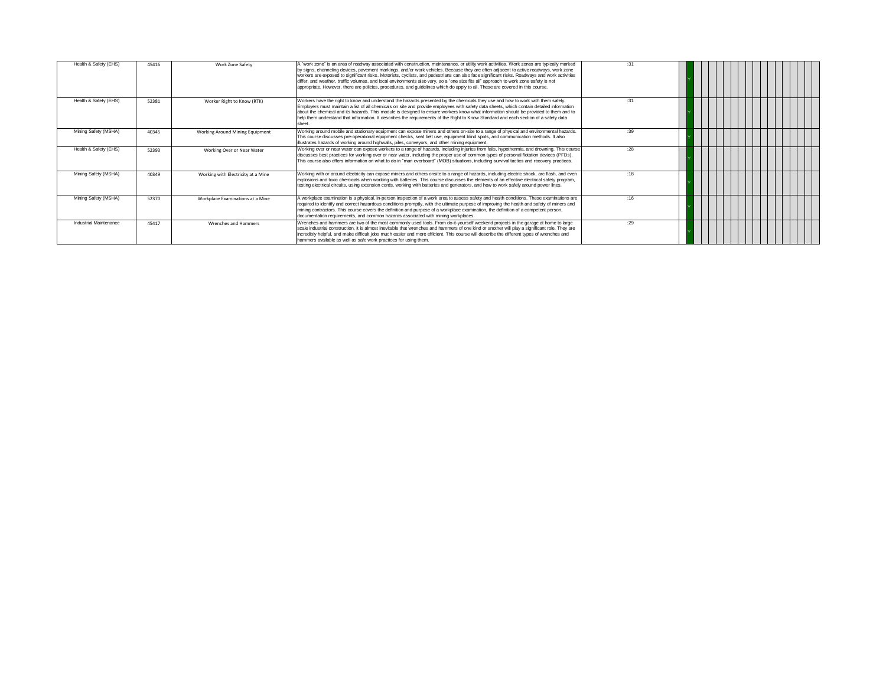| | | | | | | | | | | | | | | | | | | | | | | | |
|---|---|---|---|---|---|---|---|---|---|---|---|---|---|---|---|---|---|---|---|---|---|---|---|
| Health & Safety (EHS) | 45416 | Work Zone Safety | A "work zone" is an area of roadway associated with construction, maintenance, or utility work activities. Work zones are typically marked by signs, channeling devices, pavement markings, and/or work vehicles. Because they are often adjacent to active roadways, work zone workers are exposed to significant risks. Motorists, cyclists, and pedestrians can also face significant risks. Roadways and work activities differ, and weather, traffic volumes, and local environments also vary, so a "one size fits all" approach to work zone safety is not appropriate. However, there are policies, procedures, and guidelines which do apply to all. These are covered in this course. | :31 | | | Y | | | | | | | | | | | | | | | | |
| Health & Safety (EHS) | 52381 | Worker Right to Know (RTK) | Workers have the right to know and understand the hazards presented by the chemicals they use and how to work with them safely. Employers must maintain a list of all chemicals on site and provide employees with safety data sheets, which contain detailed information about the chemical and its hazards. This module is designed to ensure workers know what information should be provided to them and to help them understand that information. It describes the requirements of the Right to Know Standard and each section of a safety data sheet. | :31 | | | Y | | | | | | | | | | | | | | | | |
| Mining Safety (MSHA) | 40345 | Working Around Mining Equipment | Working around mobile and stationary equipment can expose miners and others on-site to a range of physical and environmental hazards. This course discusses pre-operational equipment checks, seat belt use, equipment blind spots, and communication methods. It also illustrates hazards of working around highwalls, piles, conveyors, and other mining equipment. | :39 | | | Y | | | | | | | | | | | | | | | | |
| Health & Safety (EHS) | 52393 | Working Over or Near Water | Working over or near water can expose workers to a range of hazards, including injuries from falls, hypothermia, and drowning. This course discusses best practices for working over or near water, including the proper use of common types of personal flotation devices (PFDs). This course also offers information on what to do in "man overboard" (MOB) situations, including survival tactics and recovery practices. | :28 | | | Y | | | | | | | | | | | | | | | | |
| Mining Safety (MSHA) | 40349 | Working with Electricity at a Mine | Working with or around electricity can expose miners and others onsite to a range of hazards, including electric shock, arc flash, and even explosions and toxic chemicals when working with batteries. This course discusses the elements of an effective electrical safety program, testing electrical circuits, using extension cords, working with batteries and generators, and how to work safely around power lines. | :18 | | | Y | | | | | | | | | | | | | | | | |
| Mining Safety (MSHA) | 52370 | Workplace Examinations at a Mine | A workplace examination is a physical, in-person inspection of a work area to assess safety and health conditions. These examinations are required to identify and correct hazardous conditions promptly, with the ultimate purpose of improving the health and safety of miners and mining contractors. This course covers the definition and purpose of a workplace examination, the definition of a competent person, documentation requirements, and common hazards associated with mining workplaces. | :16 | | | Y | | | | | | | | | | | | | | | | |
| Industrial Maintenance | 45417 | Wrenches and Hammers | Wrenches and hammers are two of the most commonly used tools. From do-it-yourself weekend projects in the garage at home to large scale industrial construction, it is almost inevitable that wrenches and hammers of one kind or another will play a significant role. They are incredibly helpful, and make difficult jobs much easier and more efficient. This course will describe the different types of wrenches and hammers available as well as safe work practices for using them. | :29 | | | Y | | | | | | | | | | | | | | | | |